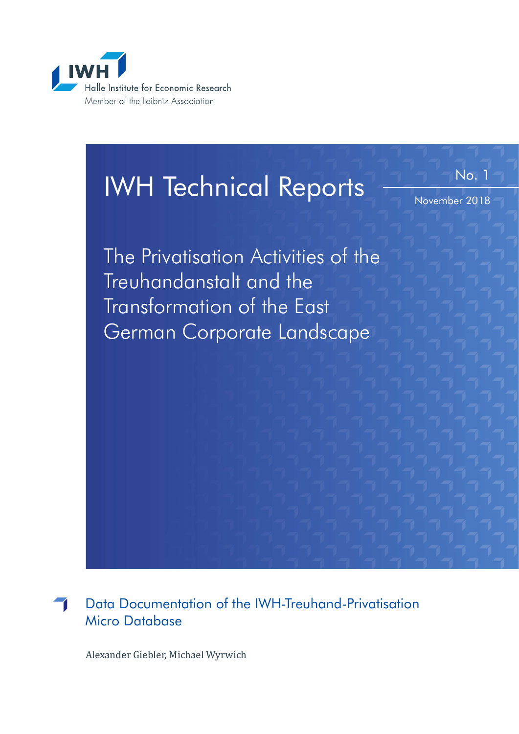IWH
Halle Institute for Economic Research
Member of the Leibniz Association

# IWH Technical Reports

No. 1

November 2018

## The Privatisation Activities of the Treuhandanstalt and the Transformation of the East German Corporate Landscape

### Data Documentation of the IWH-Treuhand-Privatisation Micro Database

Alexander Giebler, Michael Wyrwich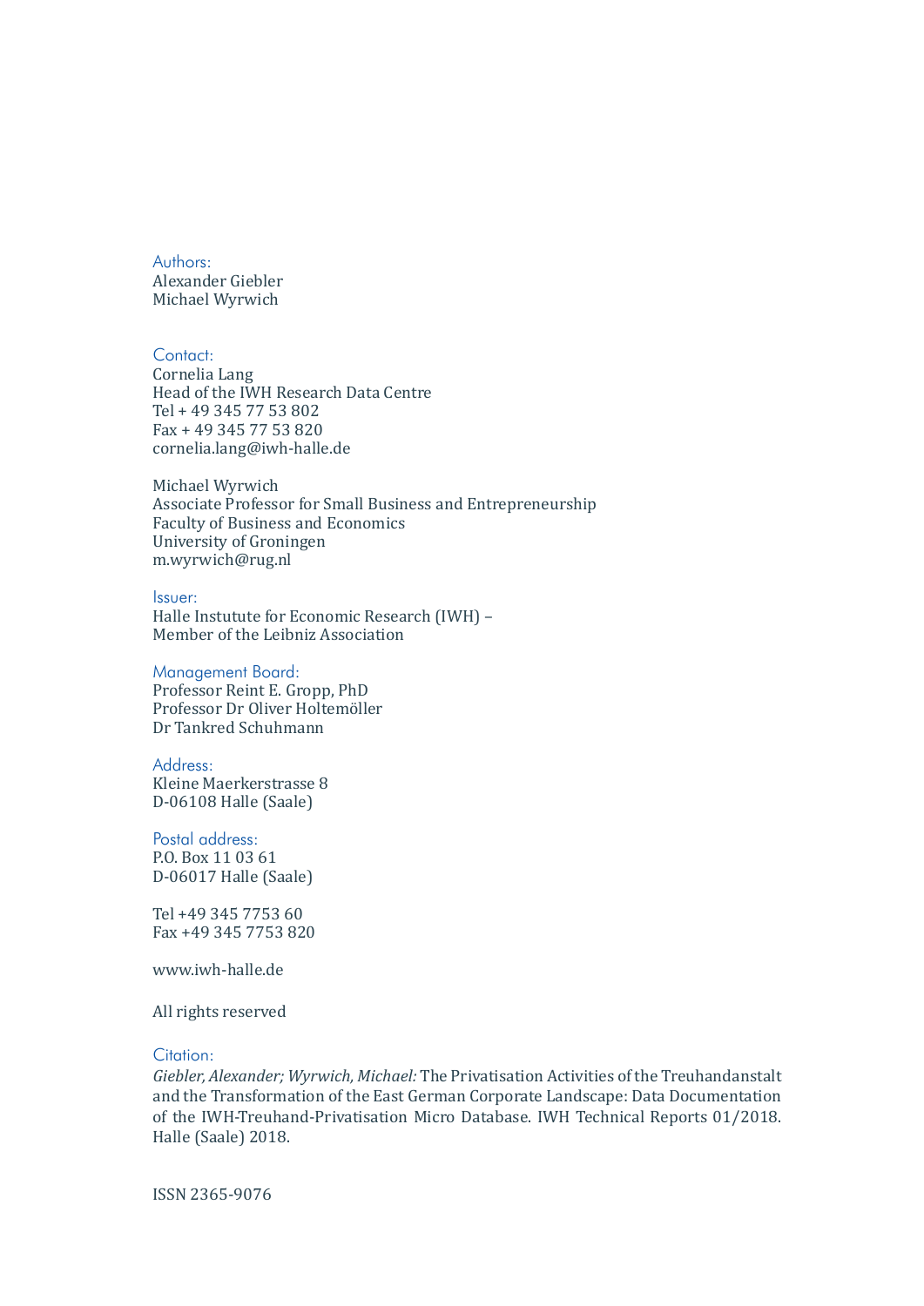Authors:
Alexander Giebler
Michael Wyrwich

Contact:
Cornelia Lang
Head of the IWH Research Data Centre
Tel + 49 345 77 53 802
Fax + 49 345 77 53 820
cornelia.lang@iwh-halle.de

Michael Wyrwich
Associate Professor for Small Business and Entrepreneurship
Faculty of Business and Economics
University of Groningen
m.wyrwich@rug.nl

Issuer:
Halle Instutute for Economic Research (IWH) –
Member of the Leibniz Association

Management Board:
Professor Reint E. Gropp, PhD
Professor Dr Oliver Holtemöller
Dr Tankred Schuhmann

Address:
Kleine Maerkerstrasse 8
D-06108 Halle (Saale)

Postal address:
P.O. Box 11 03 61
D-06017 Halle (Saale)

Tel +49 345 7753 60
Fax +49 345 7753 820

www.iwh-halle.de

All rights reserved

Citation:
*Giebler, Alexander; Wyrwich, Michael:* The Privatisation Activities of the Treuhandanstalt and the Transformation of the East German Corporate Landscape: Data Documentation of the IWH-Treuhand-Privatisation Micro Database. IWH Technical Reports 01/2018. Halle (Saale) 2018.

ISSN 2365-9076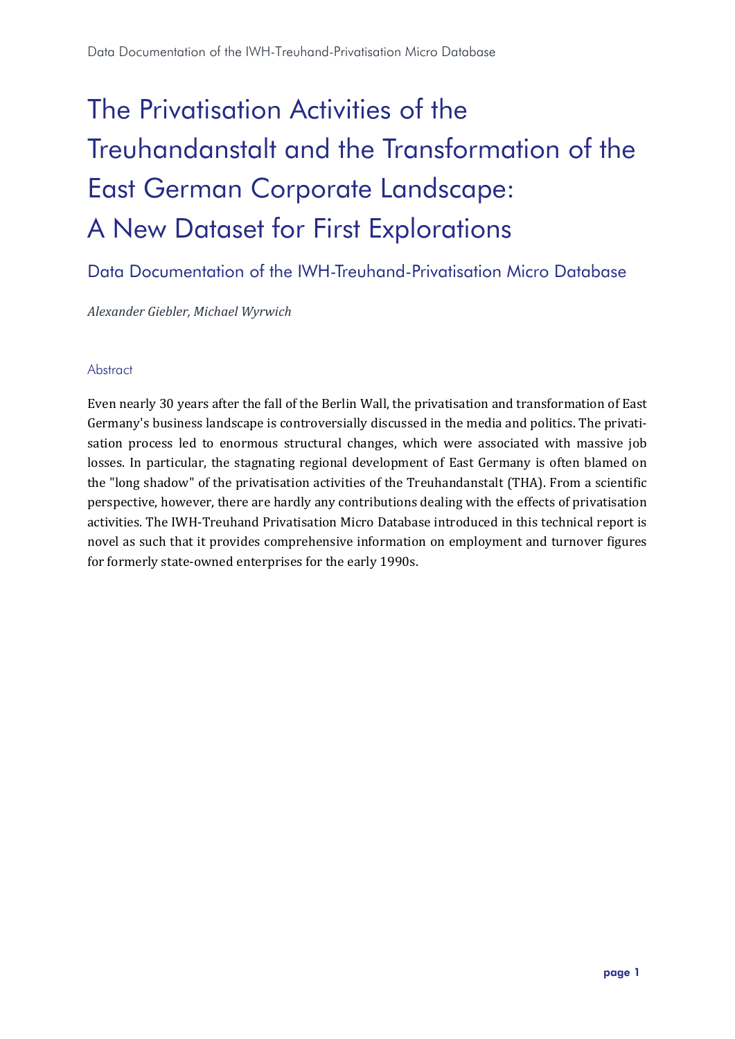# The Privatisation Activities of the Treuhandanstalt and the Transformation of the East German Corporate Landscape: A New Dataset for First Explorations

## Data Documentation of the IWH-Treuhand-Privatisation Micro Database

*Alexander Giebler, Michael Wyrwich*

### Abstract

Even nearly 30 years after the fall of the Berlin Wall, the privatisation and transformation of East Germany's business landscape is controversially discussed in the media and politics. The privatisation process led to enormous structural changes, which were associated with massive job losses. In particular, the stagnating regional development of East Germany is often blamed on the "long shadow" of the privatisation activities of the Treuhandanstalt (THA). From a scientific perspective, however, there are hardly any contributions dealing with the effects of privatisation activities. The IWH-Treuhand Privatisation Micro Database introduced in this technical report is novel as such that it provides comprehensive information on employment and turnover figures for formerly state-owned enterprises for the early 1990s.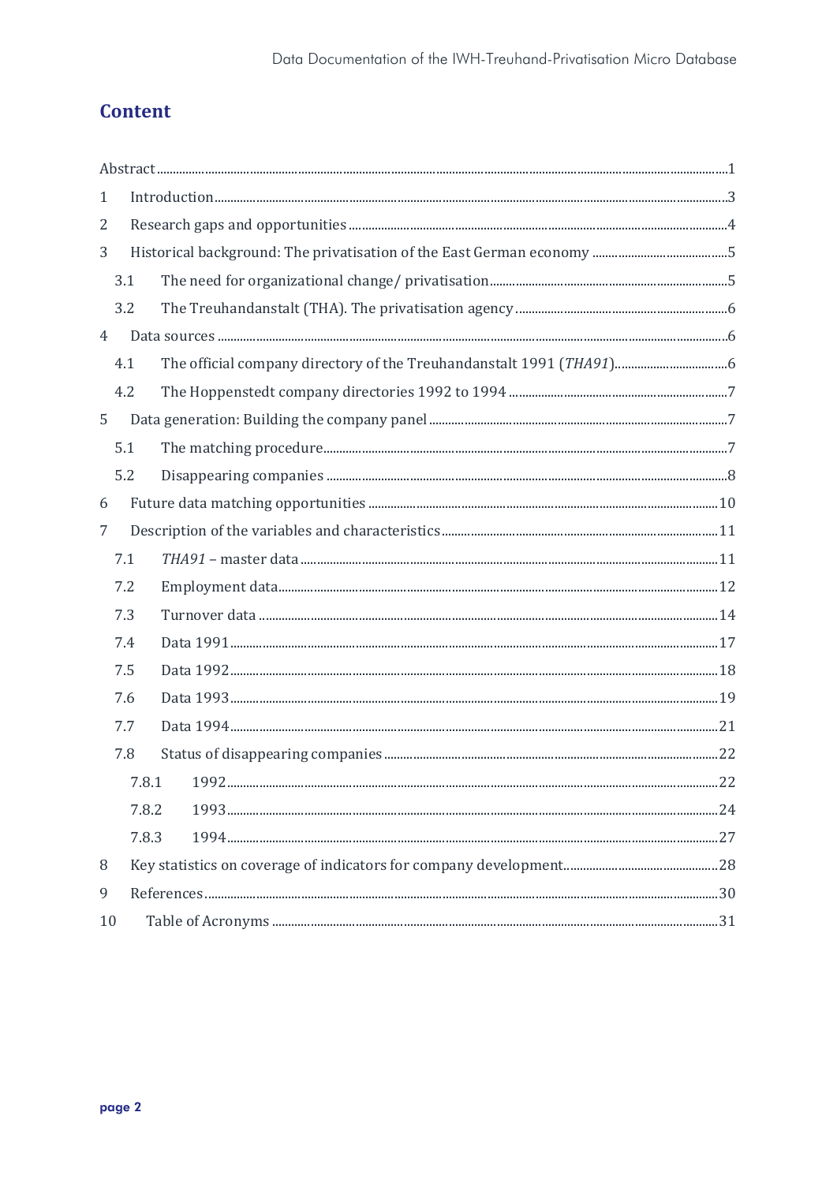# Content

| | | |
|---|---|---|
| Abstract | | 1 |
| 1 | Introduction | 3 |
| 2 | Research gaps and opportunities | 4 |
| 3 | Historical background: The privatisation of the East German economy | 5 |
| 3.1 | The need for organizational change/ privatisation | 5 |
| 3.2 | The Treuhandanstalt (THA). The privatisation agency | 6 |
| 4 | Data sources | 6 |
| 4.1 | The official company directory of the Treuhandanstalt 1991 (*THA91*) | 6 |
| 4.2 | The Hoppenstedt company directories 1992 to 1994 | 7 |
| 5 | Data generation: Building the company panel | 7 |
| 5.1 | The matching procedure | 7 |
| 5.2 | Disappearing companies | 8 |
| 6 | Future data matching opportunities | 10 |
| 7 | Description of the variables and characteristics | 11 |
| 7.1 | *THA91* – master data | 11 |
| 7.2 | Employment data | 12 |
| 7.3 | Turnover data | 14 |
| 7.4 | Data 1991 | 17 |
| 7.5 | Data 1992 | 18 |
| 7.6 | Data 1993 | 19 |
| 7.7 | Data 1994 | 21 |
| 7.8 | Status of disappearing companies | 22 |
| 7.8.1 | 1992 | 22 |
| 7.8.2 | 1993 | 24 |
| 7.8.3 | 1994 | 27 |
| 8 | Key statistics on coverage of indicators for company development | 28 |
| 9 | References | 30 |
| 10 | Table of Acronyms | 31 |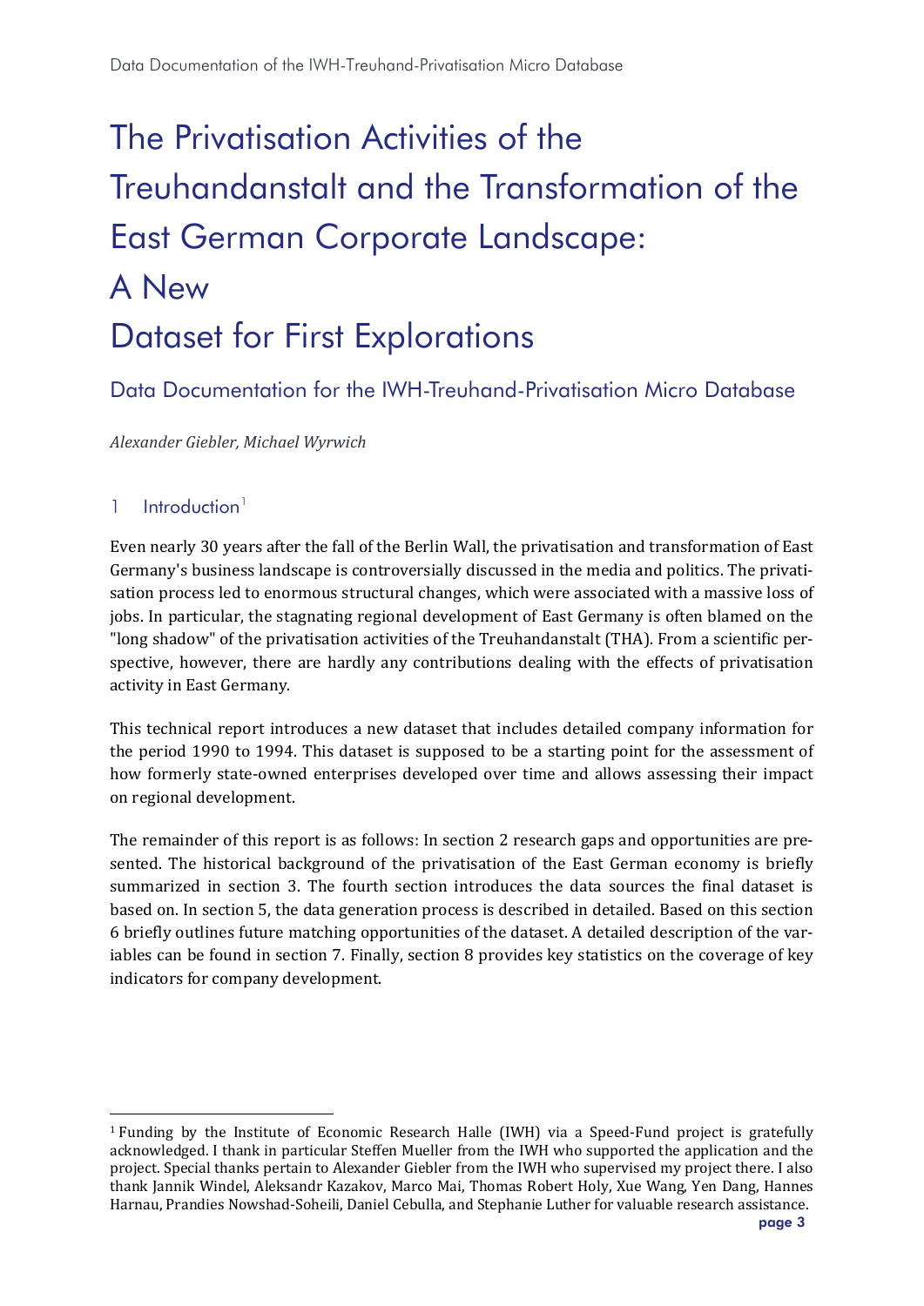# The Privatisation Activities of the Treuhandanstalt and the Transformation of the East German Corporate Landscape: A New Dataset for First Explorations

## Data Documentation for the IWH-Treuhand-Privatisation Micro Database

*Alexander Giebler, Michael Wyrwich*

## 1 Introduction[1]

Even nearly 30 years after the fall of the Berlin Wall, the privatisation and transformation of East Germany's business landscape is controversially discussed in the media and politics. The privatisation process led to enormous structural changes, which were associated with a massive loss of jobs. In particular, the stagnating regional development of East Germany is often blamed on the "long shadow" of the privatisation activities of the Treuhandanstalt (THA). From a scientific perspective, however, there are hardly any contributions dealing with the effects of privatisation activity in East Germany.

This technical report introduces a new dataset that includes detailed company information for the period 1990 to 1994. This dataset is supposed to be a starting point for the assessment of how formerly state-owned enterprises developed over time and allows assessing their impact on regional development.

The remainder of this report is as follows: In section 2 research gaps and opportunities are presented. The historical background of the privatisation of the East German economy is briefly summarized in section 3. The fourth section introduces the data sources the final dataset is based on. In section 5, the data generation process is described in detailed. Based on this section 6 briefly outlines future matching opportunities of the dataset. A detailed description of the variables can be found in section 7. Finally, section 8 provides key statistics on the coverage of key indicators for company development.

[1] Funding by the Institute of Economic Research Halle (IWH) via a Speed-Fund project is gratefully acknowledged. I thank in particular Steffen Mueller from the IWH who supported the application and the project. Special thanks pertain to Alexander Giebler from the IWH who supervised my project there. I also thank Jannik Windel, Aleksandr Kazakov, Marco Mai, Thomas Robert Holy, Xue Wang, Yen Dang, Hannes Harnau, Prandies Nowshad-Soheili, Daniel Cebulla, and Stephanie Luther for valuable research assistance.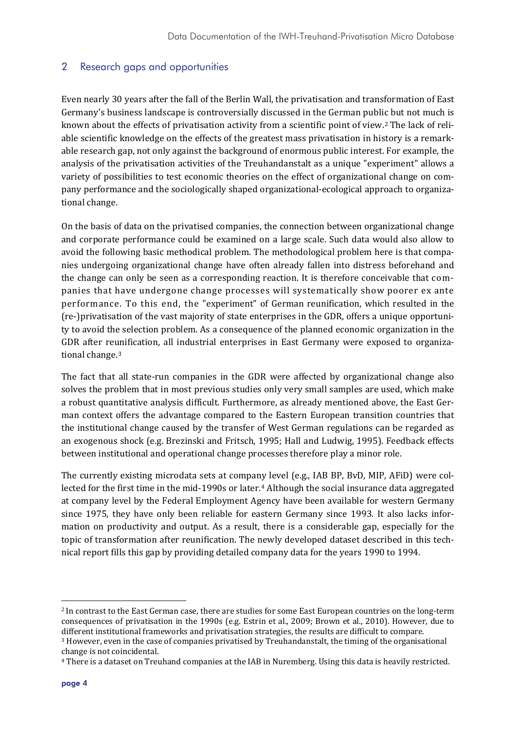## 2 Research gaps and opportunities

Even nearly 30 years after the fall of the Berlin Wall, the privatisation and transformation of East Germany's business landscape is controversially discussed in the German public but not much is known about the effects of privatisation activity from a scientific point of view.[2] The lack of reliable scientific knowledge on the effects of the greatest mass privatisation in history is a remarkable research gap, not only against the background of enormous public interest. For example, the analysis of the privatisation activities of the Treuhandanstalt as a unique "experiment" allows a variety of possibilities to test economic theories on the effect of organizational change on company performance and the sociologically shaped organizational-ecological approach to organizational change.

On the basis of data on the privatised companies, the connection between organizational change and corporate performance could be examined on a large scale. Such data would also allow to avoid the following basic methodical problem. The methodological problem here is that companies undergoing organizational change have often already fallen into distress beforehand and the change can only be seen as a corresponding reaction. It is therefore conceivable that companies that have undergone change processes will systematically show poorer ex ante performance. To this end, the "experiment" of German reunification, which resulted in the (re-)privatisation of the vast majority of state enterprises in the GDR, offers a unique opportunity to avoid the selection problem. As a consequence of the planned economic organization in the GDR after reunification, all industrial enterprises in East Germany were exposed to organizational change.[3]

The fact that all state-run companies in the GDR were affected by organizational change also solves the problem that in most previous studies only very small samples are used, which make a robust quantitative analysis difficult. Furthermore, as already mentioned above, the East German context offers the advantage compared to the Eastern European transition countries that the institutional change caused by the transfer of West German regulations can be regarded as an exogenous shock (e.g. Brezinski and Fritsch, 1995; Hall and Ludwig, 1995). Feedback effects between institutional and operational change processes therefore play a minor role.

The currently existing microdata sets at company level (e.g., IAB BP, BvD, MIP, AFiD) were collected for the first time in the mid-1990s or later.[4] Although the social insurance data aggregated at company level by the Federal Employment Agency have been available for western Germany since 1975, they have only been reliable for eastern Germany since 1993. It also lacks information on productivity and output. As a result, there is a considerable gap, especially for the topic of transformation after reunification. The newly developed dataset described in this technical report fills this gap by providing detailed company data for the years 1990 to 1994.

---

[2] In contrast to the East German case, there are studies for some East European countries on the long-term consequences of privatisation in the 1990s (e.g. Estrin et al., 2009; Brown et al., 2010). However, due to different institutional frameworks and privatisation strategies, the results are difficult to compare.

[3] However, even in the case of companies privatised by Treuhandanstalt, the timing of the organisational change is not coincidental.

[4] There is a dataset on Treuhand companies at the IAB in Nuremberg. Using this data is heavily restricted.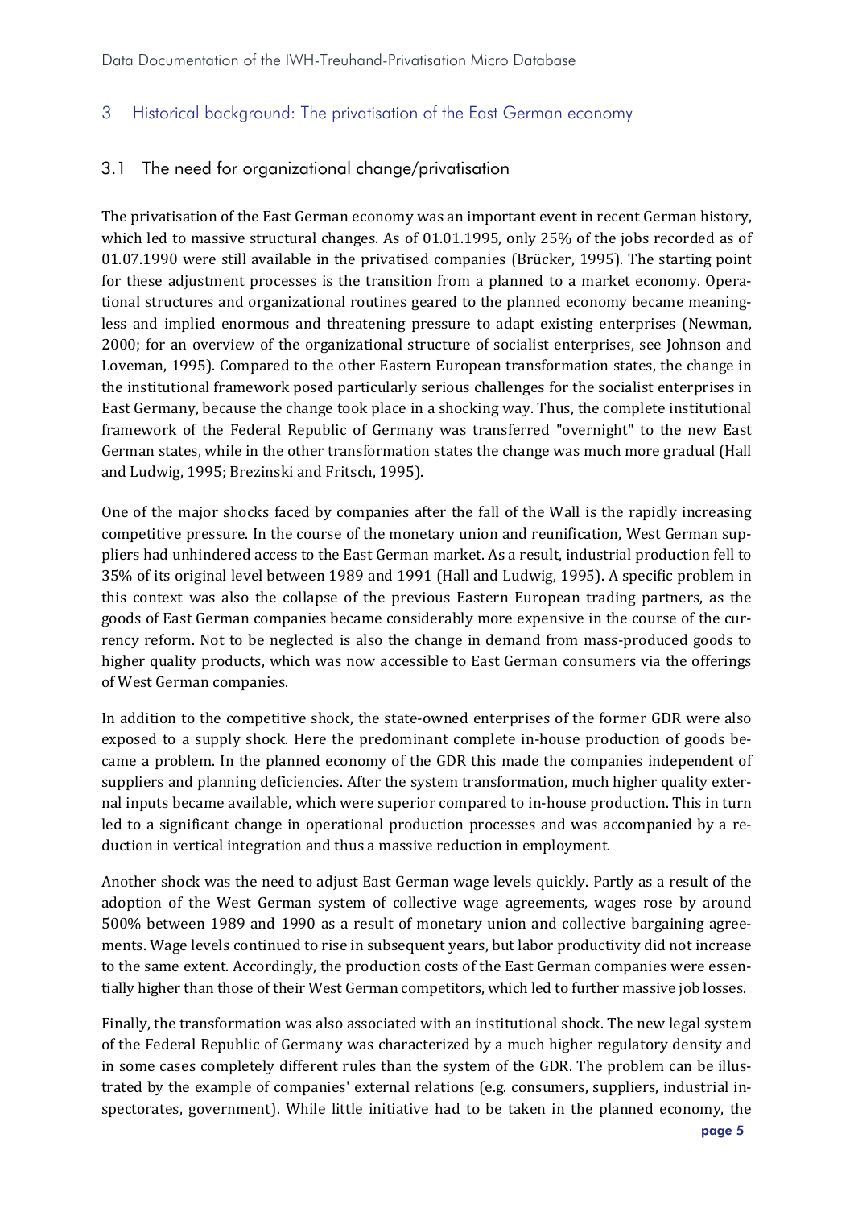## 3 Historical background: The privatisation of the East German economy

### 3.1 The need for organizational change/privatisation

The privatisation of the East German economy was an important event in recent German history, which led to massive structural changes. As of 01.01.1995, only 25% of the jobs recorded as of 01.07.1990 were still available in the privatised companies (Brücker, 1995). The starting point for these adjustment processes is the transition from a planned to a market economy. Operational structures and organizational routines geared to the planned economy became meaningless and implied enormous and threatening pressure to adapt existing enterprises (Newman, 2000; for an overview of the organizational structure of socialist enterprises, see Johnson and Loveman, 1995). Compared to the other Eastern European transformation states, the change in the institutional framework posed particularly serious challenges for the socialist enterprises in East Germany, because the change took place in a shocking way. Thus, the complete institutional framework of the Federal Republic of Germany was transferred "overnight" to the new East German states, while in the other transformation states the change was much more gradual (Hall and Ludwig, 1995; Brezinski and Fritsch, 1995).

One of the major shocks faced by companies after the fall of the Wall is the rapidly increasing competitive pressure. In the course of the monetary union and reunification, West German suppliers had unhindered access to the East German market. As a result, industrial production fell to 35% of its original level between 1989 and 1991 (Hall and Ludwig, 1995). A specific problem in this context was also the collapse of the previous Eastern European trading partners, as the goods of East German companies became considerably more expensive in the course of the currency reform. Not to be neglected is also the change in demand from mass-produced goods to higher quality products, which was now accessible to East German consumers via the offerings of West German companies.

In addition to the competitive shock, the state-owned enterprises of the former GDR were also exposed to a supply shock. Here the predominant complete in-house production of goods became a problem. In the planned economy of the GDR this made the companies independent of suppliers and planning deficiencies. After the system transformation, much higher quality external inputs became available, which were superior compared to in-house production. This in turn led to a significant change in operational production processes and was accompanied by a reduction in vertical integration and thus a massive reduction in employment.

Another shock was the need to adjust East German wage levels quickly. Partly as a result of the adoption of the West German system of collective wage agreements, wages rose by around 500% between 1989 and 1990 as a result of monetary union and collective bargaining agreements. Wage levels continued to rise in subsequent years, but labor productivity did not increase to the same extent. Accordingly, the production costs of the East German companies were essentially higher than those of their West German competitors, which led to further massive job losses.

Finally, the transformation was also associated with an institutional shock. The new legal system of the Federal Republic of Germany was characterized by a much higher regulatory density and in some cases completely different rules than the system of the GDR. The problem can be illustrated by the example of companies' external relations (e.g. consumers, suppliers, industrial inspectorates, government). While little initiative had to be taken in the planned economy, the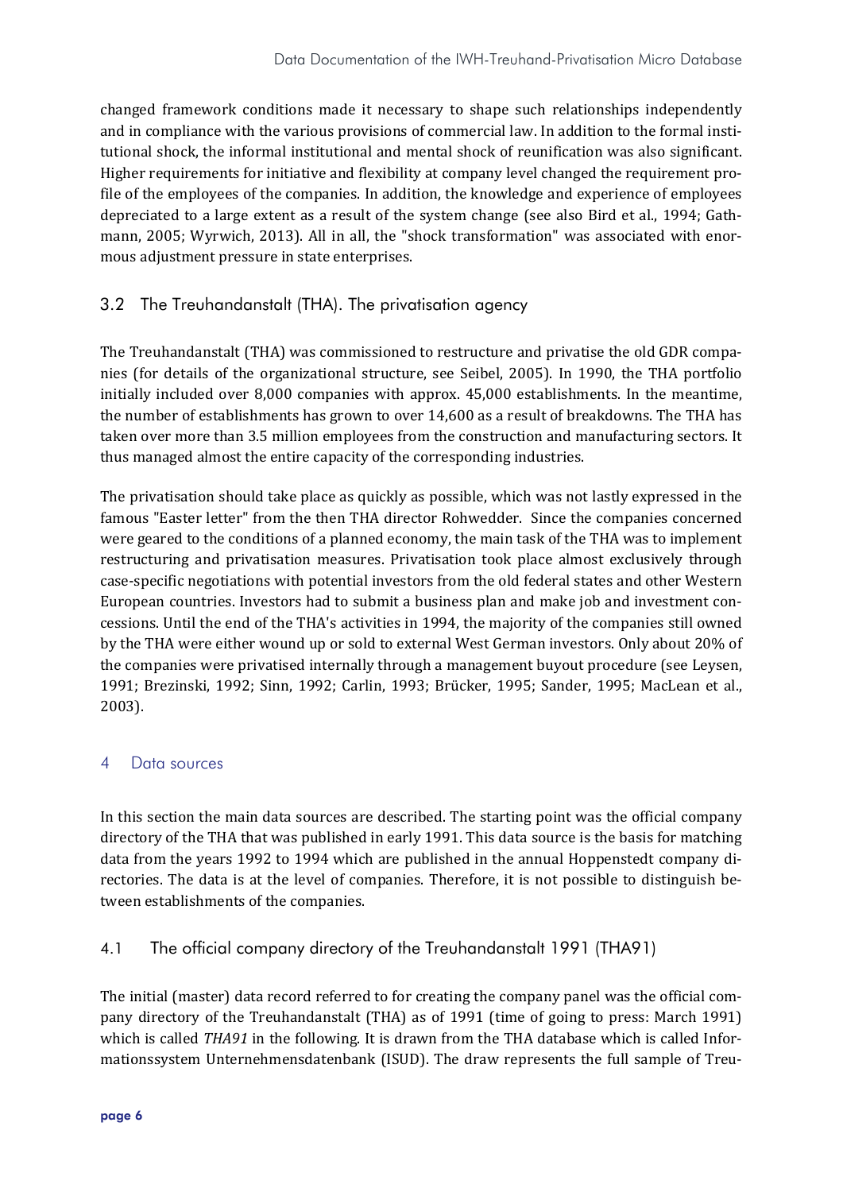changed framework conditions made it necessary to shape such relationships independently and in compliance with the various provisions of commercial law. In addition to the formal institutional shock, the informal institutional and mental shock of reunification was also significant. Higher requirements for initiative and flexibility at company level changed the requirement profile of the employees of the companies. In addition, the knowledge and experience of employees depreciated to a large extent as a result of the system change (see also Bird et al., 1994; Gathmann, 2005; Wyrwich, 2013). All in all, the "shock transformation" was associated with enormous adjustment pressure in state enterprises.

## 3.2 The Treuhandanstalt (THA). The privatisation agency

The Treuhandanstalt (THA) was commissioned to restructure and privatise the old GDR companies (for details of the organizational structure, see Seibel, 2005). In 1990, the THA portfolio initially included over 8,000 companies with approx. 45,000 establishments. In the meantime, the number of establishments has grown to over 14,600 as a result of breakdowns. The THA has taken over more than 3.5 million employees from the construction and manufacturing sectors. It thus managed almost the entire capacity of the corresponding industries.

The privatisation should take place as quickly as possible, which was not lastly expressed in the famous "Easter letter" from the then THA director Rohwedder. Since the companies concerned were geared to the conditions of a planned economy, the main task of the THA was to implement restructuring and privatisation measures. Privatisation took place almost exclusively through case-specific negotiations with potential investors from the old federal states and other Western European countries. Investors had to submit a business plan and make job and investment concessions. Until the end of the THA's activities in 1994, the majority of the companies still owned by the THA were either wound up or sold to external West German investors. Only about 20% of the companies were privatised internally through a management buyout procedure (see Leysen, 1991; Brezinski, 1992; Sinn, 1992; Carlin, 1993; Brücker, 1995; Sander, 1995; MacLean et al., 2003).

# 4 Data sources

In this section the main data sources are described. The starting point was the official company directory of the THA that was published in early 1991. This data source is the basis for matching data from the years 1992 to 1994 which are published in the annual Hoppenstedt company directories. The data is at the level of companies. Therefore, it is not possible to distinguish between establishments of the companies.

## 4.1 The official company directory of the Treuhandanstalt 1991 (THA91)

The initial (master) data record referred to for creating the company panel was the official company directory of the Treuhandanstalt (THA) as of 1991 (time of going to press: March 1991) which is called *THA91* in the following. It is drawn from the THA database which is called Informationssystem Unternehmensdatenbank (ISUD). The draw represents the full sample of Treu-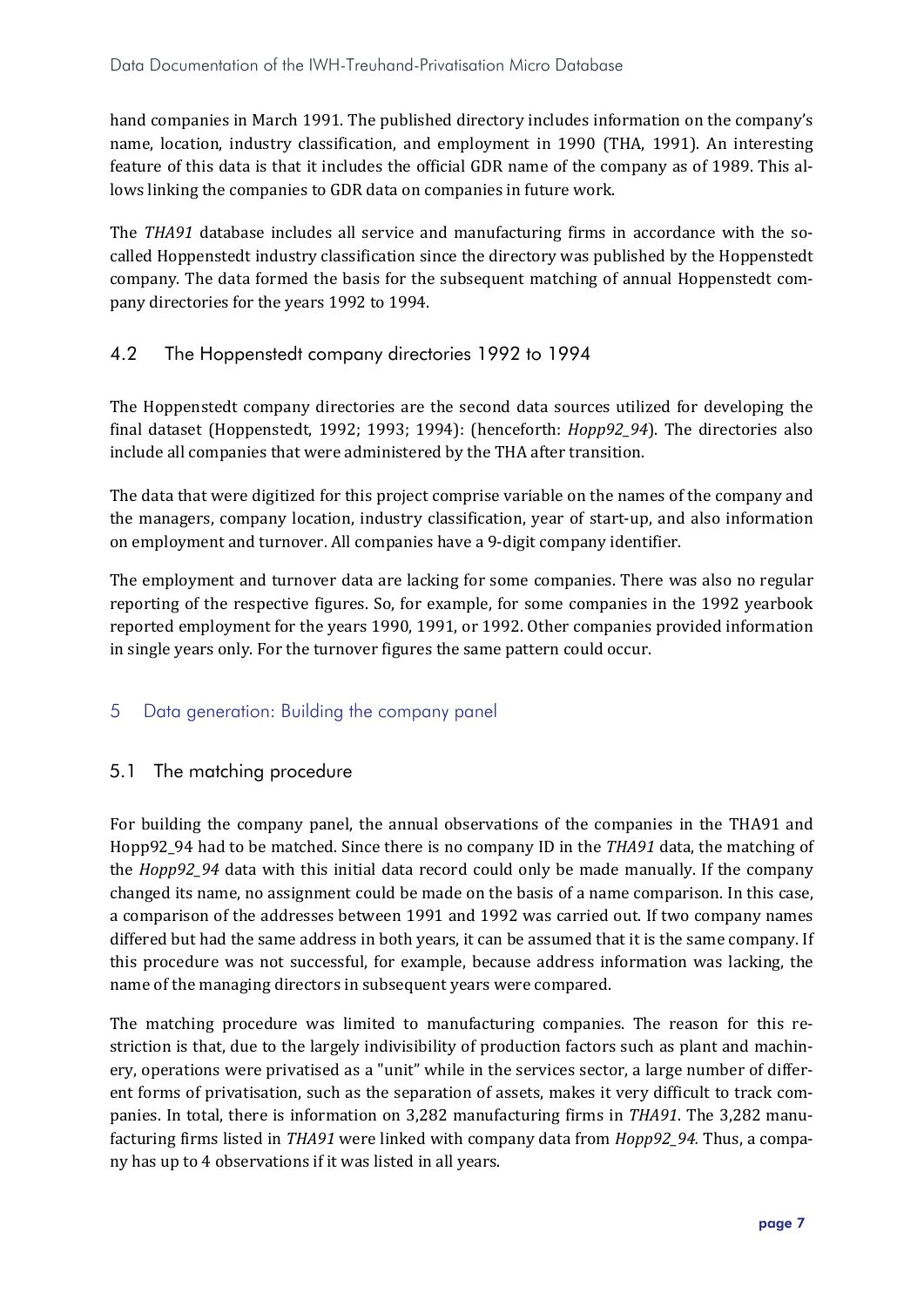hand companies in March 1991. The published directory includes information on the company's name, location, industry classification, and employment in 1990 (THA, 1991). An interesting feature of this data is that it includes the official GDR name of the company as of 1989. This allows linking the companies to GDR data on companies in future work.

The *THA91* database includes all service and manufacturing firms in accordance with the so-called Hoppenstedt industry classification since the directory was published by the Hoppenstedt company. The data formed the basis for the subsequent matching of annual Hoppenstedt company directories for the years 1992 to 1994.

### 4.2 The Hoppenstedt company directories 1992 to 1994

The Hoppenstedt company directories are the second data sources utilized for developing the final dataset (Hoppenstedt, 1992; 1993; 1994): (henceforth: *Hopp92_94*). The directories also include all companies that were administered by the THA after transition.

The data that were digitized for this project comprise variable on the names of the company and the managers, company location, industry classification, year of start-up, and also information on employment and turnover. All companies have a 9-digit company identifier.

The employment and turnover data are lacking for some companies. There was also no regular reporting of the respective figures. So, for example, for some companies in the 1992 yearbook reported employment for the years 1990, 1991, or 1992. Other companies provided information in single years only. For the turnover figures the same pattern could occur.

## 5 Data generation: Building the company panel

### 5.1 The matching procedure

For building the company panel, the annual observations of the companies in the THA91 and Hopp92_94 had to be matched. Since there is no company ID in the *THA91* data, the matching of the *Hopp92_94* data with this initial data record could only be made manually. If the company changed its name, no assignment could be made on the basis of a name comparison. In this case, a comparison of the addresses between 1991 and 1992 was carried out. If two company names differed but had the same address in both years, it can be assumed that it is the same company. If this procedure was not successful, for example, because address information was lacking, the name of the managing directors in subsequent years were compared.

The matching procedure was limited to manufacturing companies. The reason for this restriction is that, due to the largely indivisibility of production factors such as plant and machinery, operations were privatised as a "unit" while in the services sector, a large number of different forms of privatisation, such as the separation of assets, makes it very difficult to track companies. In total, there is information on 3,282 manufacturing firms in *THA91*. The 3,282 manufacturing firms listed in *THA91* were linked with company data from *Hopp92_94.* Thus, a company has up to 4 observations if it was listed in all years.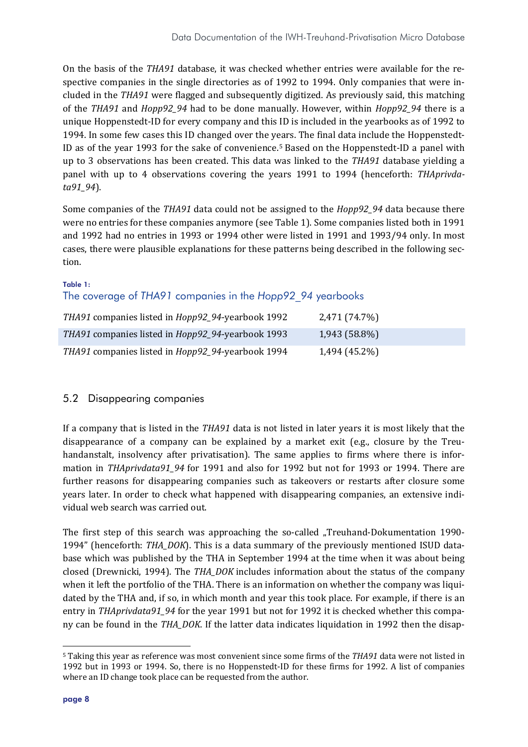On the basis of the *THA91* database, it was checked whether entries were available for the respective companies in the single directories as of 1992 to 1994. Only companies that were included in the *THA91* were flagged and subsequently digitized. As previously said, this matching of the *THA91* and *Hopp92_94* had to be done manually. However, within *Hopp92_94* there is a unique Hoppenstedt-ID for every company and this ID is included in the yearbooks as of 1992 to 1994. In some few cases this ID changed over the years. The final data include the Hoppenstedt-ID as of the year 1993 for the sake of convenience.[5] Based on the Hoppenstedt-ID a panel with up to 3 observations has been created. This data was linked to the *THA91* database yielding a panel with up to 4 observations covering the years 1991 to 1994 (henceforth: *THAprivdata91_94*).

Some companies of the *THA91* data could not be assigned to the *Hopp92_94* data because there were no entries for these companies anymore (see Table 1). Some companies listed both in 1991 and 1992 had no entries in 1993 or 1994 other were listed in 1991 and 1993/94 only. In most cases, there were plausible explanations for these patterns being described in the following section.

**Table 1:**
The coverage of *THA91* companies in the *Hopp92_94* yearbooks

| | |
|---|---|
| *THA91* companies listed in *Hopp92_94*-yearbook 1992 | 2,471 (74.7%) |
| *THA91* companies listed in *Hopp92_94*-yearbook 1993 | 1,943 (58.8%) |
| *THA91* companies listed in *Hopp92_94*-yearbook 1994 | 1,494 (45.2%) |

## 5.2 Disappearing companies

If a company that is listed in the *THA91* data is not listed in later years it is most likely that the disappearance of a company can be explained by a market exit (e.g., closure by the Treuhandanstalt, insolvency after privatisation). The same applies to firms where there is information in *THAprivdata91_94* for 1991 and also for 1992 but not for 1993 or 1994. There are further reasons for disappearing companies such as takeovers or restarts after closure some years later. In order to check what happened with disappearing companies, an extensive individual web search was carried out.

The first step of this search was approaching the so-called „Treuhand-Dokumentation 1990-1994" (henceforth: *THA_DOK*). This is a data summary of the previously mentioned ISUD database which was published by the THA in September 1994 at the time when it was about being closed (Drewnicki, 1994). The *THA_DOK* includes information about the status of the company when it left the portfolio of the THA. There is an information on whether the company was liquidated by the THA and, if so, in which month and year this took place. For example, if there is an entry in *THAprivdata91_94* for the year 1991 but not for 1992 it is checked whether this company can be found in the *THA_DOK*. If the latter data indicates liquidation in 1992 then the disap-

[5] Taking this year as reference was most convenient since some firms of the *THA91* data were not listed in 1992 but in 1993 or 1994. So, there is no Hoppenstedt-ID for these firms for 1992. A list of companies where an ID change took place can be requested from the author.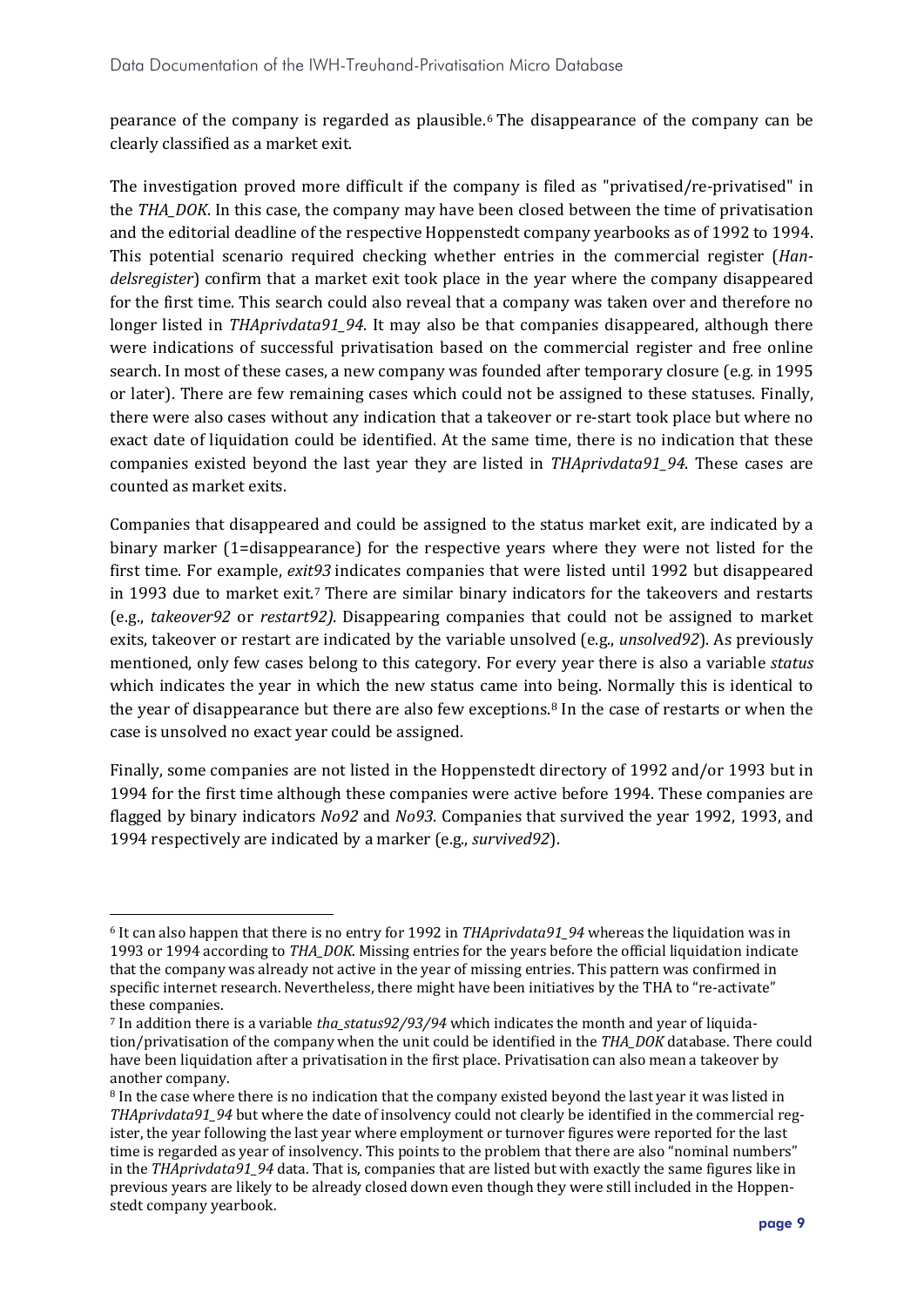pearance of the company is regarded as plausible.[6] The disappearance of the company can be clearly classified as a market exit.

The investigation proved more difficult if the company is filed as "privatised/re-privatised" in the *THA_DOK*. In this case, the company may have been closed between the time of privatisation and the editorial deadline of the respective Hoppenstedt company yearbooks as of 1992 to 1994. This potential scenario required checking whether entries in the commercial register (*Handelsregister*) confirm that a market exit took place in the year where the company disappeared for the first time. This search could also reveal that a company was taken over and therefore no longer listed in *THAprivdata91_94*. It may also be that companies disappeared, although there were indications of successful privatisation based on the commercial register and free online search. In most of these cases, a new company was founded after temporary closure (e.g. in 1995 or later). There are few remaining cases which could not be assigned to these statuses. Finally, there were also cases without any indication that a takeover or re-start took place but where no exact date of liquidation could be identified. At the same time, there is no indication that these companies existed beyond the last year they are listed in *THAprivdata91_94*. These cases are counted as market exits.

Companies that disappeared and could be assigned to the status market exit, are indicated by a binary marker (1=disappearance) for the respective years where they were not listed for the first time. For example, *exit93* indicates companies that were listed until 1992 but disappeared in 1993 due to market exit.[7] There are similar binary indicators for the takeovers and restarts (e.g., *takeover92* or *restart92).* Disappearing companies that could not be assigned to market exits, takeover or restart are indicated by the variable unsolved (e.g., *unsolved92*). As previously mentioned, only few cases belong to this category. For every year there is also a variable *status* which indicates the year in which the new status came into being. Normally this is identical to the year of disappearance but there are also few exceptions.[8] In the case of restarts or when the case is unsolved no exact year could be assigned.

Finally, some companies are not listed in the Hoppenstedt directory of 1992 and/or 1993 but in 1994 for the first time although these companies were active before 1994. These companies are flagged by binary indicators *No92* and *No93*. Companies that survived the year 1992, 1993, and 1994 respectively are indicated by a marker (e.g., *survived92*).

---

[6] It can also happen that there is no entry for 1992 in *THAprivdata91_94* whereas the liquidation was in 1993 or 1994 according to *THA_DOK*. Missing entries for the years before the official liquidation indicate that the company was already not active in the year of missing entries. This pattern was confirmed in specific internet research. Nevertheless, there might have been initiatives by the THA to "re-activate" these companies.

[7] In addition there is a variable *tha_status92/93/94* which indicates the month and year of liquidation/privatisation of the company when the unit could be identified in the *THA_DOK* database. There could have been liquidation after a privatisation in the first place. Privatisation can also mean a takeover by another company.

[8] In the case where there is no indication that the company existed beyond the last year it was listed in *THAprivdata91_94* but where the date of insolvency could not clearly be identified in the commercial register, the year following the last year where employment or turnover figures were reported for the last time is regarded as year of insolvency. This points to the problem that there are also "nominal numbers" in the *THAprivdata91_94* data. That is, companies that are listed but with exactly the same figures like in previous years are likely to be already closed down even though they were still included in the Hoppenstedt company yearbook.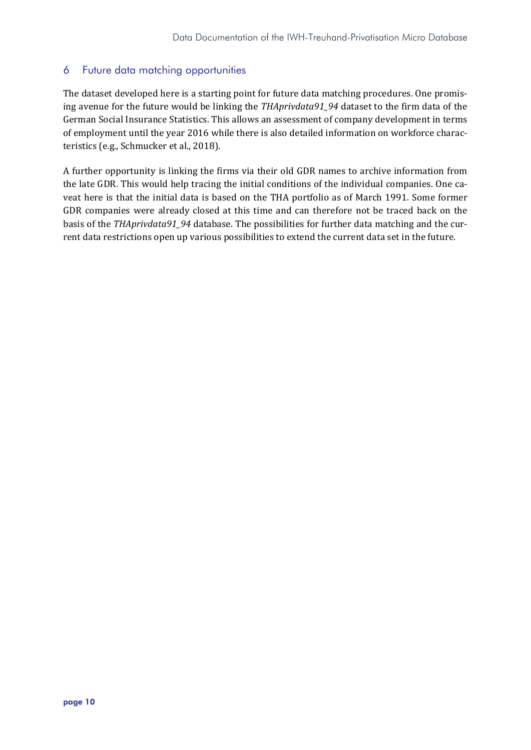## 6 Future data matching opportunities

The dataset developed here is a starting point for future data matching procedures. One promising avenue for the future would be linking the *THAprivdata91_94* dataset to the firm data of the German Social Insurance Statistics. This allows an assessment of company development in terms of employment until the year 2016 while there is also detailed information on workforce characteristics (e.g., Schmucker et al., 2018).

A further opportunity is linking the firms via their old GDR names to archive information from the late GDR. This would help tracing the initial conditions of the individual companies. One caveat here is that the initial data is based on the THA portfolio as of March 1991. Some former GDR companies were already closed at this time and can therefore not be traced back on the basis of the *THAprivdata91_94* database. The possibilities for further data matching and the current data restrictions open up various possibilities to extend the current data set in the future.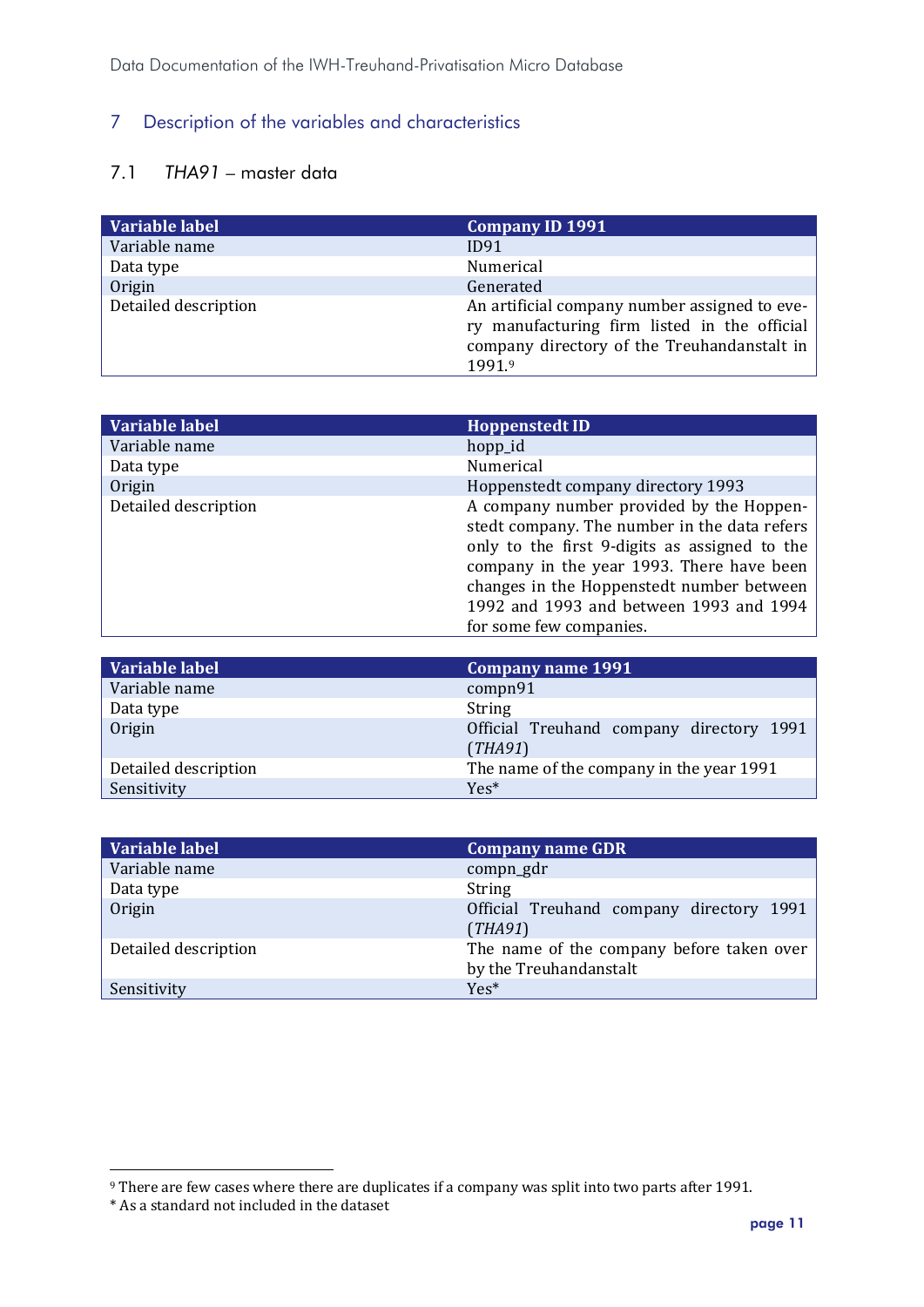## 7 Description of the variables and characteristics

### 7.1 *THA91* – master data

| Variable label | Company ID 1991 |
|---|---|
| Variable name | ID91 |
| Data type | Numerical |
| Origin | Generated |
| Detailed description | An artificial company number assigned to every manufacturing firm listed in the official company directory of the Treuhandanstalt in 1991.[9] |

| Variable label | Hoppenstedt ID |
|---|---|
| Variable name | hopp_id |
| Data type | Numerical |
| Origin | Hoppenstedt company directory 1993 |
| Detailed description | A company number provided by the Hoppenstedt company. The number in the data refers only to the first 9-digits as assigned to the company in the year 1993. There have been changes in the Hoppenstedt number between 1992 and 1993 and between 1993 and 1994 for some few companies. |

| Variable label | Company name 1991 |
|---|---|
| Variable name | compn91 |
| Data type | String |
| Origin | Official Treuhand company directory 1991 (*THA91*) |
| Detailed description | The name of the company in the year 1991 |
| Sensitivity | Yes* |

| Variable label | Company name GDR |
|---|---|
| Variable name | compn_gdr |
| Data type | String |
| Origin | Official Treuhand company directory 1991 (*THA91*) |
| Detailed description | The name of the company before taken over by the Treuhandanstalt |
| Sensitivity | Yes* |

[9] There are few cases where there are duplicates if a company was split into two parts after 1991.

\* As a standard not included in the dataset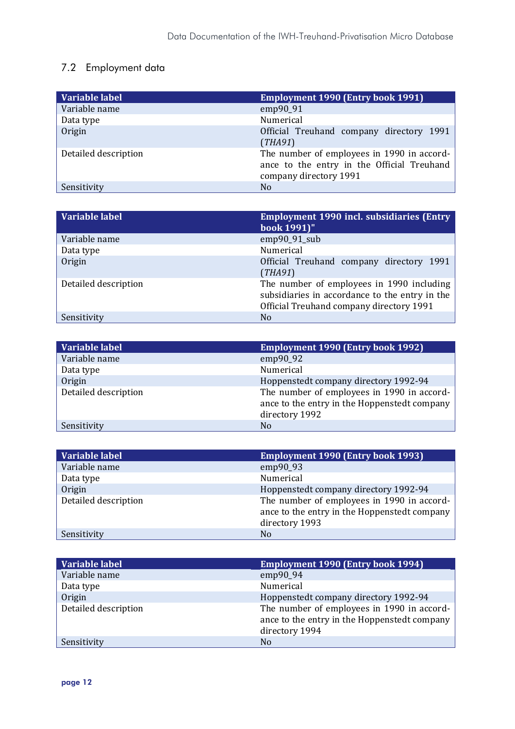## 7.2 Employment data

| Variable label | Employment 1990 (Entry book 1991) |
|---|---|
| Variable name | emp90_91 |
| Data type | Numerical |
| Origin | Official Treuhand company directory 1991 (*THA91*) |
| Detailed description | The number of employees in 1990 in accordance to the entry in the Official Treuhand company directory 1991 |
| Sensitivity | No |

| Variable label | Employment 1990 incl. subsidiaries (Entry book 1991)" |
|---|---|
| Variable name | emp90_91_sub |
| Data type | Numerical |
| Origin | Official Treuhand company directory 1991 (*THA91*) |
| Detailed description | The number of employees in 1990 including subsidiaries in accordance to the entry in the Official Treuhand company directory 1991 |
| Sensitivity | No |

| Variable label | Employment 1990 (Entry book 1992) |
|---|---|
| Variable name | emp90_92 |
| Data type | Numerical |
| Origin | Hoppenstedt company directory 1992-94 |
| Detailed description | The number of employees in 1990 in accordance to the entry in the Hoppenstedt company directory 1992 |
| Sensitivity | No |

| Variable label | Employment 1990 (Entry book 1993) |
|---|---|
| Variable name | emp90_93 |
| Data type | Numerical |
| Origin | Hoppenstedt company directory 1992-94 |
| Detailed description | The number of employees in 1990 in accordance to the entry in the Hoppenstedt company directory 1993 |
| Sensitivity | No |

| Variable label | Employment 1990 (Entry book 1994) |
|---|---|
| Variable name | emp90_94 |
| Data type | Numerical |
| Origin | Hoppenstedt company directory 1992-94 |
| Detailed description | The number of employees in 1990 in accordance to the entry in the Hoppenstedt company directory 1994 |
| Sensitivity | No |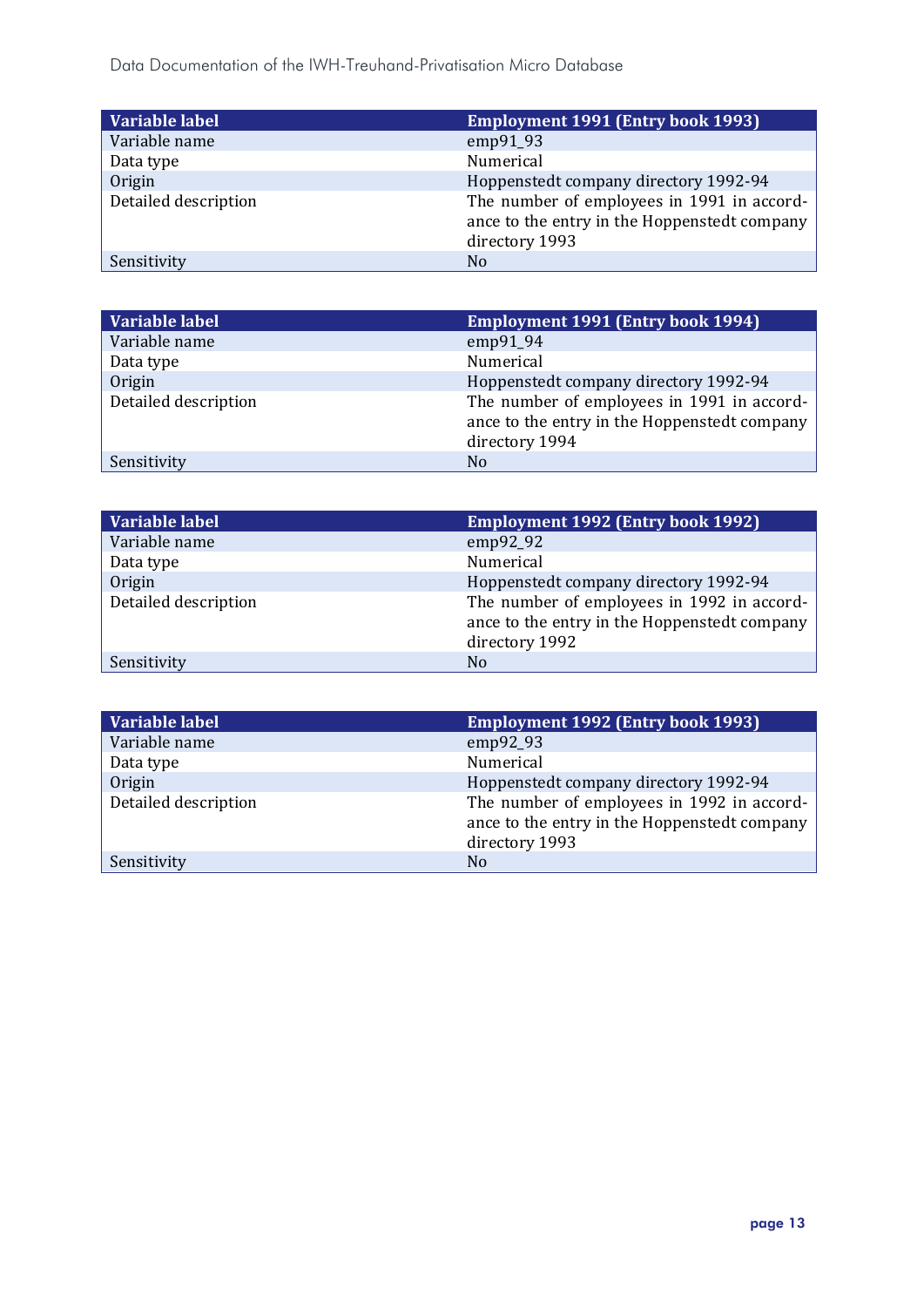| Variable label | Employment 1991 (Entry book 1993) |
|---|---|
| Variable name | emp91_93 |
| Data type | Numerical |
| Origin | Hoppenstedt company directory 1992-94 |
| Detailed description | The number of employees in 1991 in accordance to the entry in the Hoppenstedt company directory 1993 |
| Sensitivity | No |

| Variable label | Employment 1991 (Entry book 1994) |
|---|---|
| Variable name | emp91_94 |
| Data type | Numerical |
| Origin | Hoppenstedt company directory 1992-94 |
| Detailed description | The number of employees in 1991 in accordance to the entry in the Hoppenstedt company directory 1994 |
| Sensitivity | No |

| Variable label | Employment 1992 (Entry book 1992) |
|---|---|
| Variable name | emp92_92 |
| Data type | Numerical |
| Origin | Hoppenstedt company directory 1992-94 |
| Detailed description | The number of employees in 1992 in accordance to the entry in the Hoppenstedt company directory 1992 |
| Sensitivity | No |

| Variable label | Employment 1992 (Entry book 1993) |
|---|---|
| Variable name | emp92_93 |
| Data type | Numerical |
| Origin | Hoppenstedt company directory 1992-94 |
| Detailed description | The number of employees in 1992 in accordance to the entry in the Hoppenstedt company directory 1993 |
| Sensitivity | No |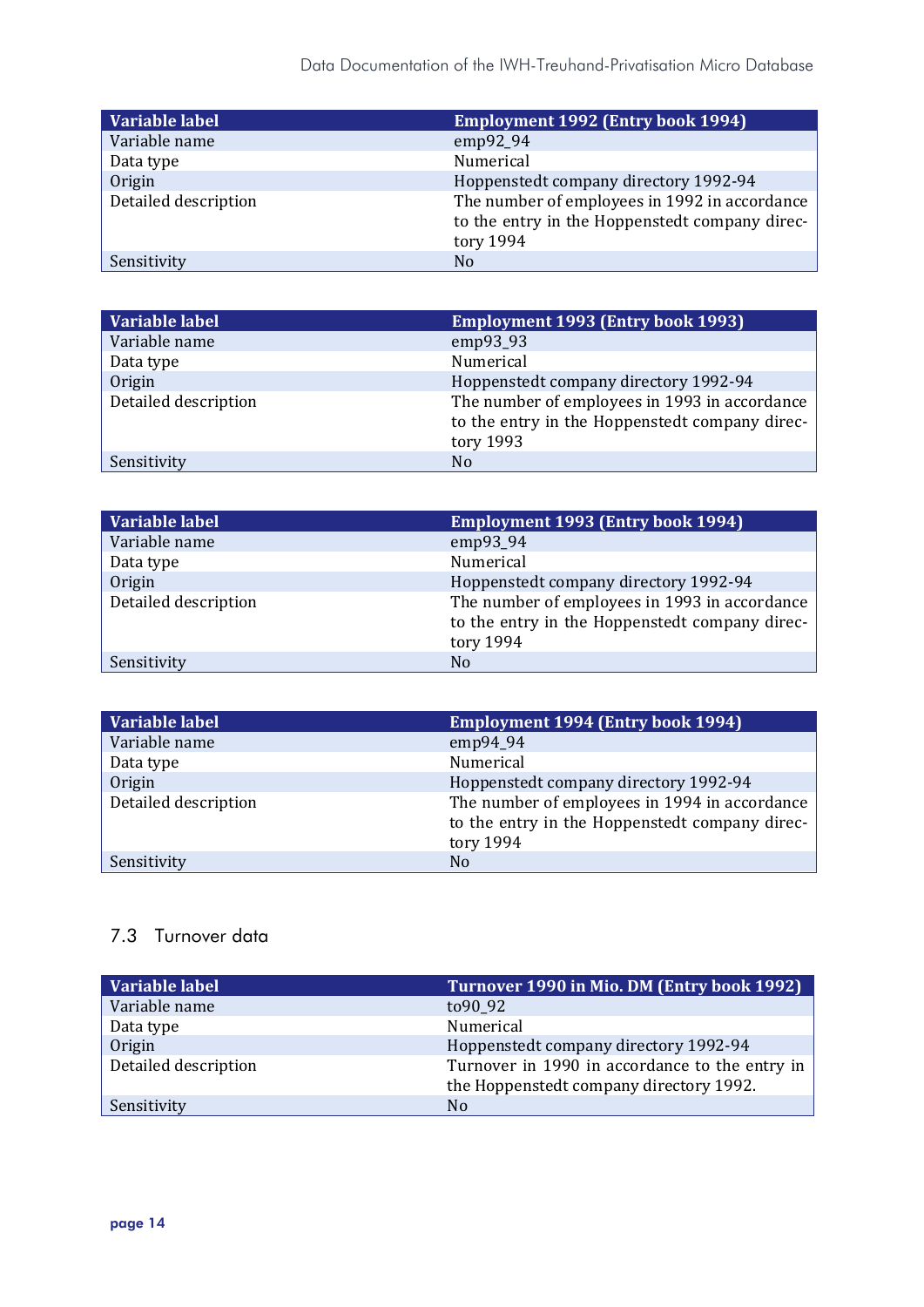| Variable label | Employment 1992 (Entry book 1994) |
|---|---|
| Variable name | emp92_94 |
| Data type | Numerical |
| Origin | Hoppenstedt company directory 1992-94 |
| Detailed description | The number of employees in 1992 in accordance to the entry in the Hoppenstedt company directory 1994 |
| Sensitivity | No |

| Variable label | Employment 1993 (Entry book 1993) |
|---|---|
| Variable name | emp93_93 |
| Data type | Numerical |
| Origin | Hoppenstedt company directory 1992-94 |
| Detailed description | The number of employees in 1993 in accordance to the entry in the Hoppenstedt company directory 1993 |
| Sensitivity | No |

| Variable label | Employment 1993 (Entry book 1994) |
|---|---|
| Variable name | emp93_94 |
| Data type | Numerical |
| Origin | Hoppenstedt company directory 1992-94 |
| Detailed description | The number of employees in 1993 in accordance to the entry in the Hoppenstedt company directory 1994 |
| Sensitivity | No |

| Variable label | Employment 1994 (Entry book 1994) |
|---|---|
| Variable name | emp94_94 |
| Data type | Numerical |
| Origin | Hoppenstedt company directory 1992-94 |
| Detailed description | The number of employees in 1994 in accordance to the entry in the Hoppenstedt company directory 1994 |
| Sensitivity | No |

## 7.3 Turnover data

| Variable label | Turnover 1990 in Mio. DM (Entry book 1992) |
|---|---|
| Variable name | to90_92 |
| Data type | Numerical |
| Origin | Hoppenstedt company directory 1992-94 |
| Detailed description | Turnover in 1990 in accordance to the entry in the Hoppenstedt company directory 1992. |
| Sensitivity | No |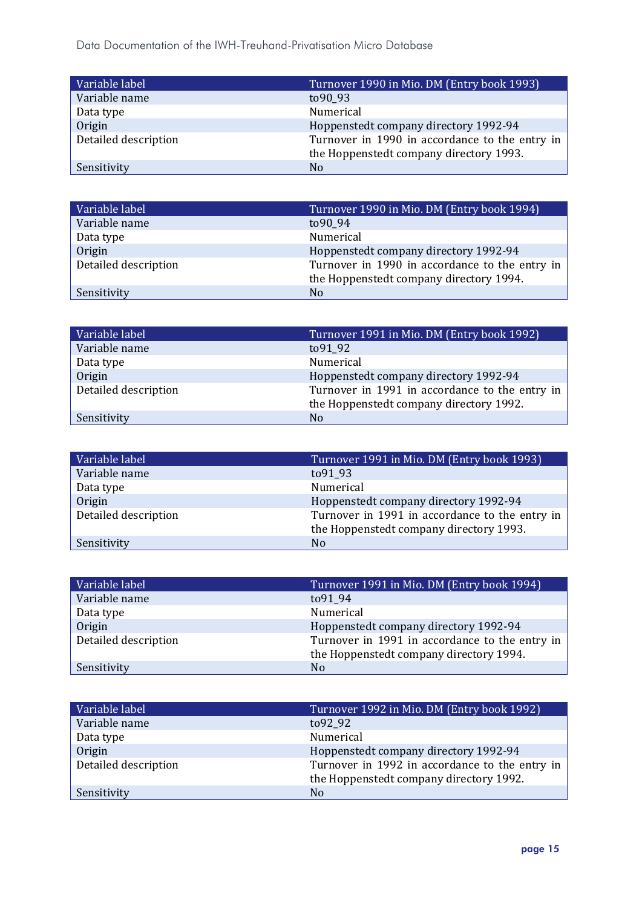| Variable label | Turnover 1990 in Mio. DM (Entry book 1993) |
|---|---|
| Variable name | to90_93 |
| Data type | Numerical |
| Origin | Hoppenstedt company directory 1992-94 |
| Detailed description | Turnover in 1990 in accordance to the entry in the Hoppenstedt company directory 1993. |
| Sensitivity | No |

| Variable label | Turnover 1990 in Mio. DM (Entry book 1994) |
|---|---|
| Variable name | to90_94 |
| Data type | Numerical |
| Origin | Hoppenstedt company directory 1992-94 |
| Detailed description | Turnover in 1990 in accordance to the entry in the Hoppenstedt company directory 1994. |
| Sensitivity | No |

| Variable label | Turnover 1991 in Mio. DM (Entry book 1992) |
|---|---|
| Variable name | to91_92 |
| Data type | Numerical |
| Origin | Hoppenstedt company directory 1992-94 |
| Detailed description | Turnover in 1991 in accordance to the entry in the Hoppenstedt company directory 1992. |
| Sensitivity | No |

| Variable label | Turnover 1991 in Mio. DM (Entry book 1993) |
|---|---|
| Variable name | to91_93 |
| Data type | Numerical |
| Origin | Hoppenstedt company directory 1992-94 |
| Detailed description | Turnover in 1991 in accordance to the entry in the Hoppenstedt company directory 1993. |
| Sensitivity | No |

| Variable label | Turnover 1991 in Mio. DM (Entry book 1994) |
|---|---|
| Variable name | to91_94 |
| Data type | Numerical |
| Origin | Hoppenstedt company directory 1992-94 |
| Detailed description | Turnover in 1991 in accordance to the entry in the Hoppenstedt company directory 1994. |
| Sensitivity | No |

| Variable label | Turnover 1992 in Mio. DM (Entry book 1992) |
|---|---|
| Variable name | to92_92 |
| Data type | Numerical |
| Origin | Hoppenstedt company directory 1992-94 |
| Detailed description | Turnover in 1992 in accordance to the entry in the Hoppenstedt company directory 1992. |
| Sensitivity | No |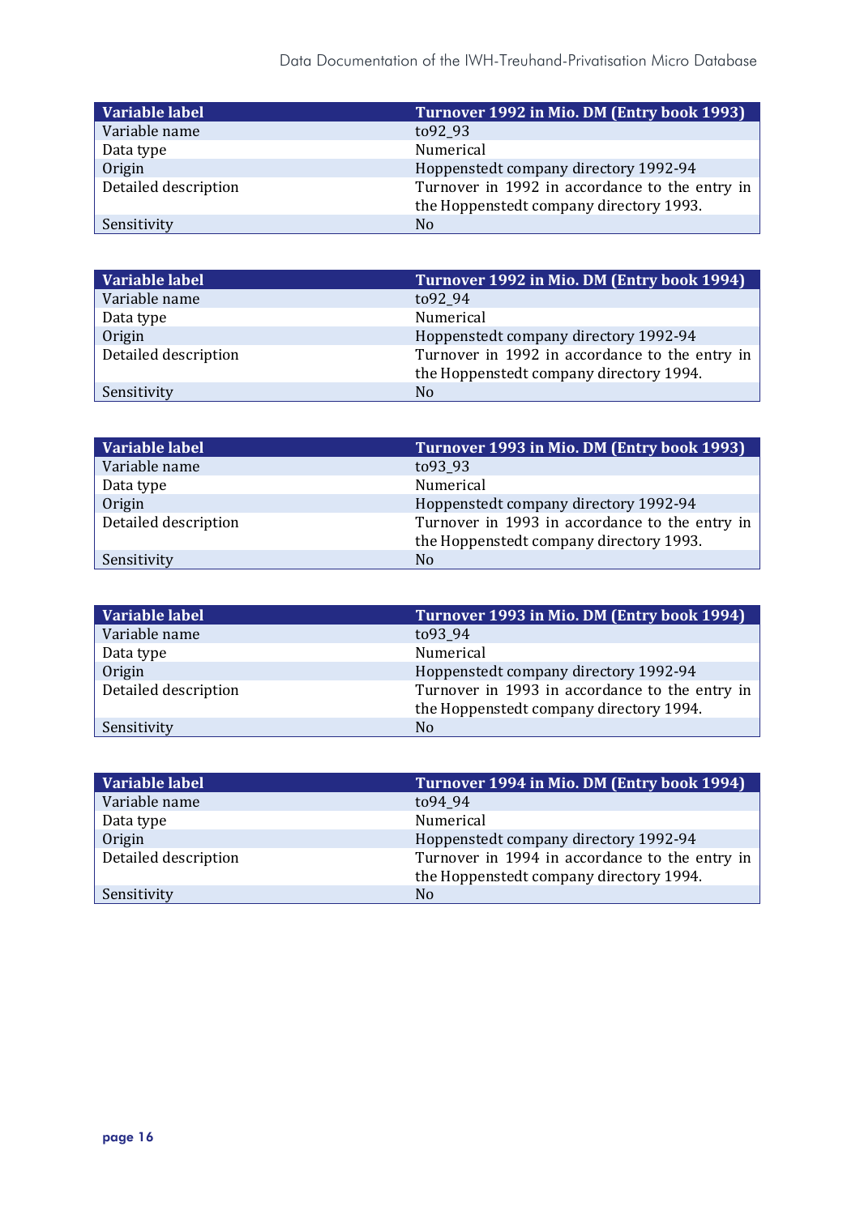| Variable label | Turnover 1992 in Mio. DM (Entry book 1993) |
| --- | --- |
| Variable name | to92_93 |
| Data type | Numerical |
| Origin | Hoppenstedt company directory 1992-94 |
| Detailed description | Turnover in 1992 in accordance to the entry in the Hoppenstedt company directory 1993. |
| Sensitivity | No |

| Variable label | Turnover 1992 in Mio. DM (Entry book 1994) |
| --- | --- |
| Variable name | to92_94 |
| Data type | Numerical |
| Origin | Hoppenstedt company directory 1992-94 |
| Detailed description | Turnover in 1992 in accordance to the entry in the Hoppenstedt company directory 1994. |
| Sensitivity | No |

| Variable label | Turnover 1993 in Mio. DM (Entry book 1993) |
| --- | --- |
| Variable name | to93_93 |
| Data type | Numerical |
| Origin | Hoppenstedt company directory 1992-94 |
| Detailed description | Turnover in 1993 in accordance to the entry in the Hoppenstedt company directory 1993. |
| Sensitivity | No |

| Variable label | Turnover 1993 in Mio. DM (Entry book 1994) |
| --- | --- |
| Variable name | to93_94 |
| Data type | Numerical |
| Origin | Hoppenstedt company directory 1992-94 |
| Detailed description | Turnover in 1993 in accordance to the entry in the Hoppenstedt company directory 1994. |
| Sensitivity | No |

| Variable label | Turnover 1994 in Mio. DM (Entry book 1994) |
| --- | --- |
| Variable name | to94_94 |
| Data type | Numerical |
| Origin | Hoppenstedt company directory 1992-94 |
| Detailed description | Turnover in 1994 in accordance to the entry in the Hoppenstedt company directory 1994. |
| Sensitivity | No |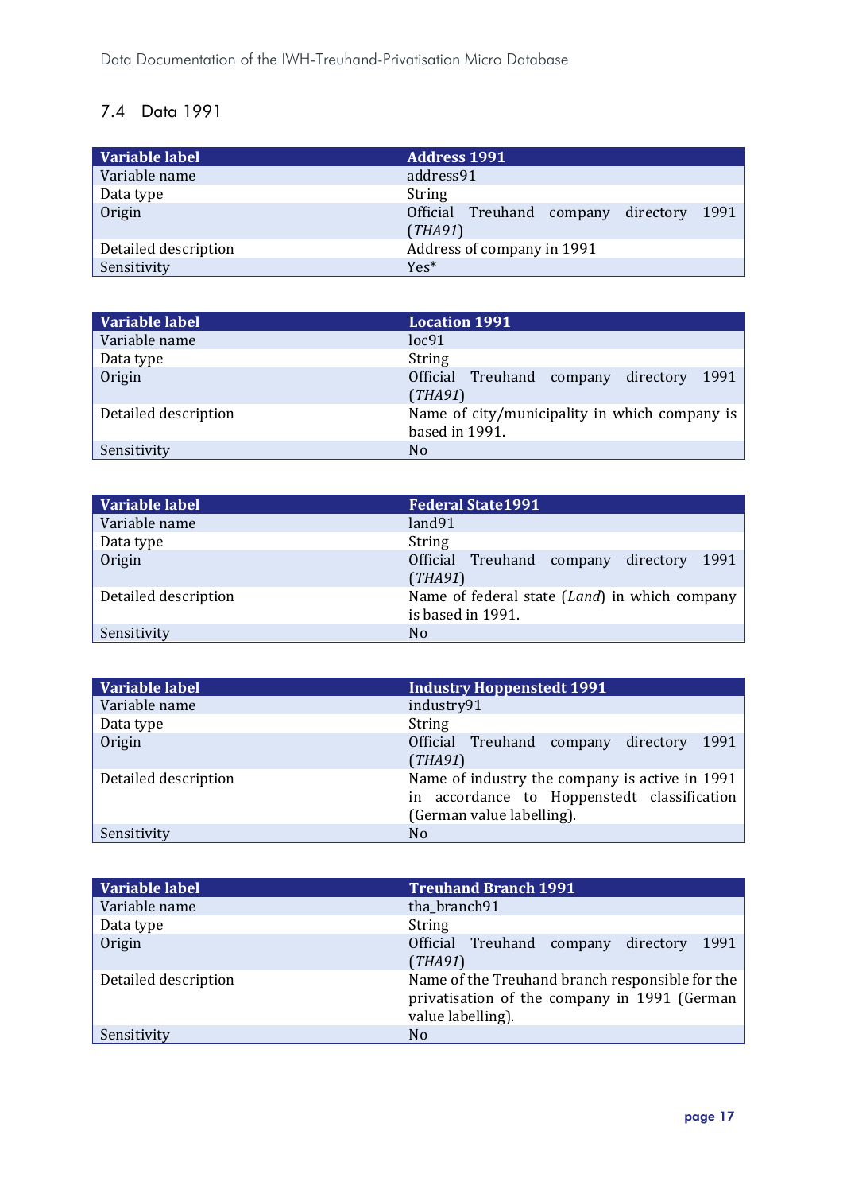## 7.4 Data 1991

| Variable label | Address 1991 |
|---|---|
| Variable name | address91 |
| Data type | String |
| Origin | Official Treuhand company directory 1991 (*THA91*) |
| Detailed description | Address of company in 1991 |
| Sensitivity | Yes* |

| Variable label | Location 1991 |
|---|---|
| Variable name | loc91 |
| Data type | String |
| Origin | Official Treuhand company directory 1991 (*THA91*) |
| Detailed description | Name of city/municipality in which company is based in 1991. |
| Sensitivity | No |

| Variable label | Federal State1991 |
|---|---|
| Variable name | land91 |
| Data type | String |
| Origin | Official Treuhand company directory 1991 (*THA91*) |
| Detailed description | Name of federal state (*Land*) in which company is based in 1991. |
| Sensitivity | No |

| Variable label | Industry Hoppenstedt 1991 |
|---|---|
| Variable name | industry91 |
| Data type | String |
| Origin | Official Treuhand company directory 1991 (*THA91*) |
| Detailed description | Name of industry the company is active in 1991 in accordance to Hoppenstedt classification (German value labelling). |
| Sensitivity | No |

| Variable label | Treuhand Branch 1991 |
|---|---|
| Variable name | tha_branch91 |
| Data type | String |
| Origin | Official Treuhand company directory 1991 (*THA91*) |
| Detailed description | Name of the Treuhand branch responsible for the privatisation of the company in 1991 (German value labelling). |
| Sensitivity | No |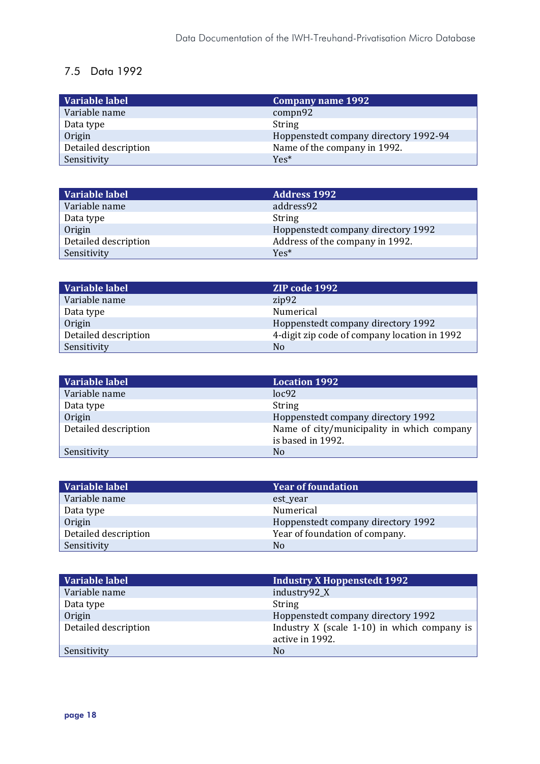## 7.5 Data 1992

| Variable label | Company name 1992 |
|---|---|
| Variable name | compn92 |
| Data type | String |
| Origin | Hoppenstedt company directory 1992-94 |
| Detailed description | Name of the company in 1992. |
| Sensitivity | Yes* |

| Variable label | Address 1992 |
|---|---|
| Variable name | address92 |
| Data type | String |
| Origin | Hoppenstedt company directory 1992 |
| Detailed description | Address of the company in 1992. |
| Sensitivity | Yes* |

| Variable label | ZIP code 1992 |
|---|---|
| Variable name | zip92 |
| Data type | Numerical |
| Origin | Hoppenstedt company directory 1992 |
| Detailed description | 4-digit zip code of company location in 1992 |
| Sensitivity | No |

| Variable label | Location 1992 |
|---|---|
| Variable name | loc92 |
| Data type | String |
| Origin | Hoppenstedt company directory 1992 |
| Detailed description | Name of city/municipality in which company is based in 1992. |
| Sensitivity | No |

| Variable label | Year of foundation |
|---|---|
| Variable name | est_year |
| Data type | Numerical |
| Origin | Hoppenstedt company directory 1992 |
| Detailed description | Year of foundation of company. |
| Sensitivity | No |

| Variable label | Industry X Hoppenstedt 1992 |
|---|---|
| Variable name | industry92_X |
| Data type | String |
| Origin | Hoppenstedt company directory 1992 |
| Detailed description | Industry X (scale 1-10) in which company is active in 1992. |
| Sensitivity | No |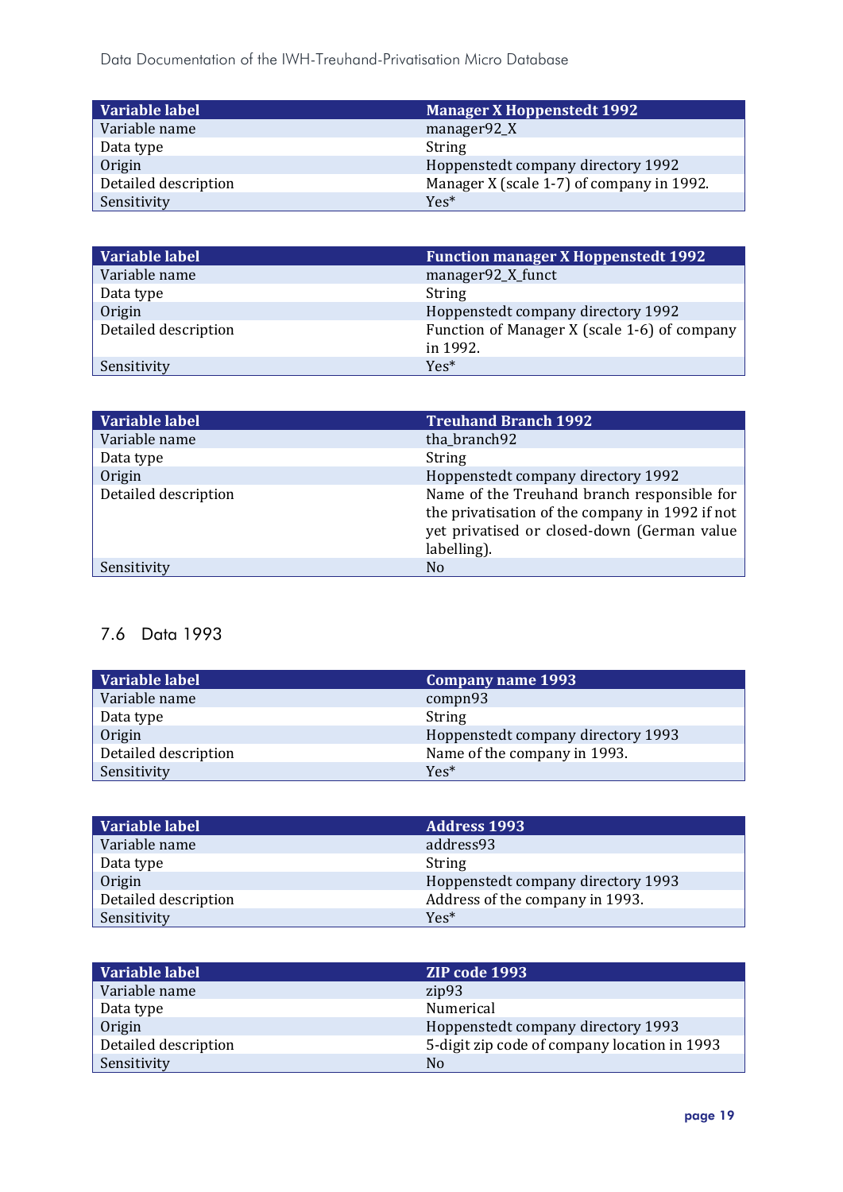| Variable label | Manager X Hoppenstedt 1992 |
|---|---|
| Variable name | manager92_X |
| Data type | String |
| Origin | Hoppenstedt company directory 1992 |
| Detailed description | Manager X (scale 1-7) of company in 1992. |
| Sensitivity | Yes* |

| Variable label | Function manager X Hoppenstedt 1992 |
|---|---|
| Variable name | manager92_X_funct |
| Data type | String |
| Origin | Hoppenstedt company directory 1992 |
| Detailed description | Function of Manager X (scale 1-6) of company in 1992. |
| Sensitivity | Yes* |

| Variable label | Treuhand Branch 1992 |
|---|---|
| Variable name | tha_branch92 |
| Data type | String |
| Origin | Hoppenstedt company directory 1992 |
| Detailed description | Name of the Treuhand branch responsible for the privatisation of the company in 1992 if not yet privatised or closed-down (German value labelling). |
| Sensitivity | No |

## 7.6 Data 1993

| Variable label | Company name 1993 |
|---|---|
| Variable name | compn93 |
| Data type | String |
| Origin | Hoppenstedt company directory 1993 |
| Detailed description | Name of the company in 1993. |
| Sensitivity | Yes* |

| Variable label | Address 1993 |
|---|---|
| Variable name | address93 |
| Data type | String |
| Origin | Hoppenstedt company directory 1993 |
| Detailed description | Address of the company in 1993. |
| Sensitivity | Yes* |

| Variable label | ZIP code 1993 |
|---|---|
| Variable name | zip93 |
| Data type | Numerical |
| Origin | Hoppenstedt company directory 1993 |
| Detailed description | 5-digit zip code of company location in 1993 |
| Sensitivity | No |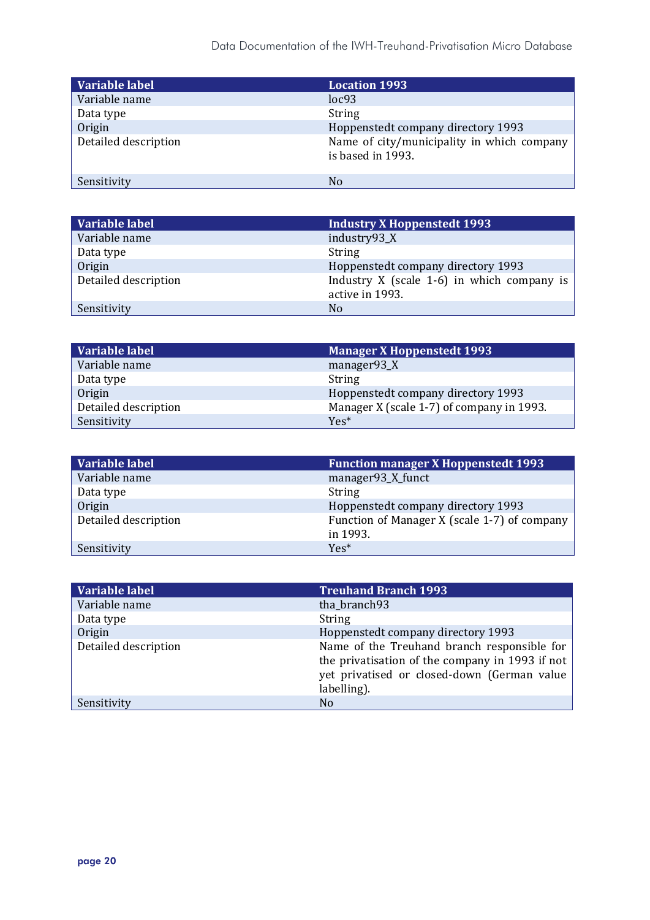| Variable label | Location 1993 |
|---|---|
| Variable name | loc93 |
| Data type | String |
| Origin | Hoppenstedt company directory 1993 |
| Detailed description | Name of city/municipality in which company is based in 1993. |
| Sensitivity | No |

| Variable label | Industry X Hoppenstedt 1993 |
|---|---|
| Variable name | industry93_X |
| Data type | String |
| Origin | Hoppenstedt company directory 1993 |
| Detailed description | Industry X (scale 1-6) in which company is active in 1993. |
| Sensitivity | No |

| Variable label | Manager X Hoppenstedt 1993 |
|---|---|
| Variable name | manager93_X |
| Data type | String |
| Origin | Hoppenstedt company directory 1993 |
| Detailed description | Manager X (scale 1-7) of company in 1993. |
| Sensitivity | Yes* |

| Variable label | Function manager X Hoppenstedt 1993 |
|---|---|
| Variable name | manager93_X_funct |
| Data type | String |
| Origin | Hoppenstedt company directory 1993 |
| Detailed description | Function of Manager X (scale 1-7) of company in 1993. |
| Sensitivity | Yes* |

| Variable label | Treuhand Branch 1993 |
|---|---|
| Variable name | tha_branch93 |
| Data type | String |
| Origin | Hoppenstedt company directory 1993 |
| Detailed description | Name of the Treuhand branch responsible for the privatisation of the company in 1993 if not yet privatised or closed-down (German value labelling). |
| Sensitivity | No |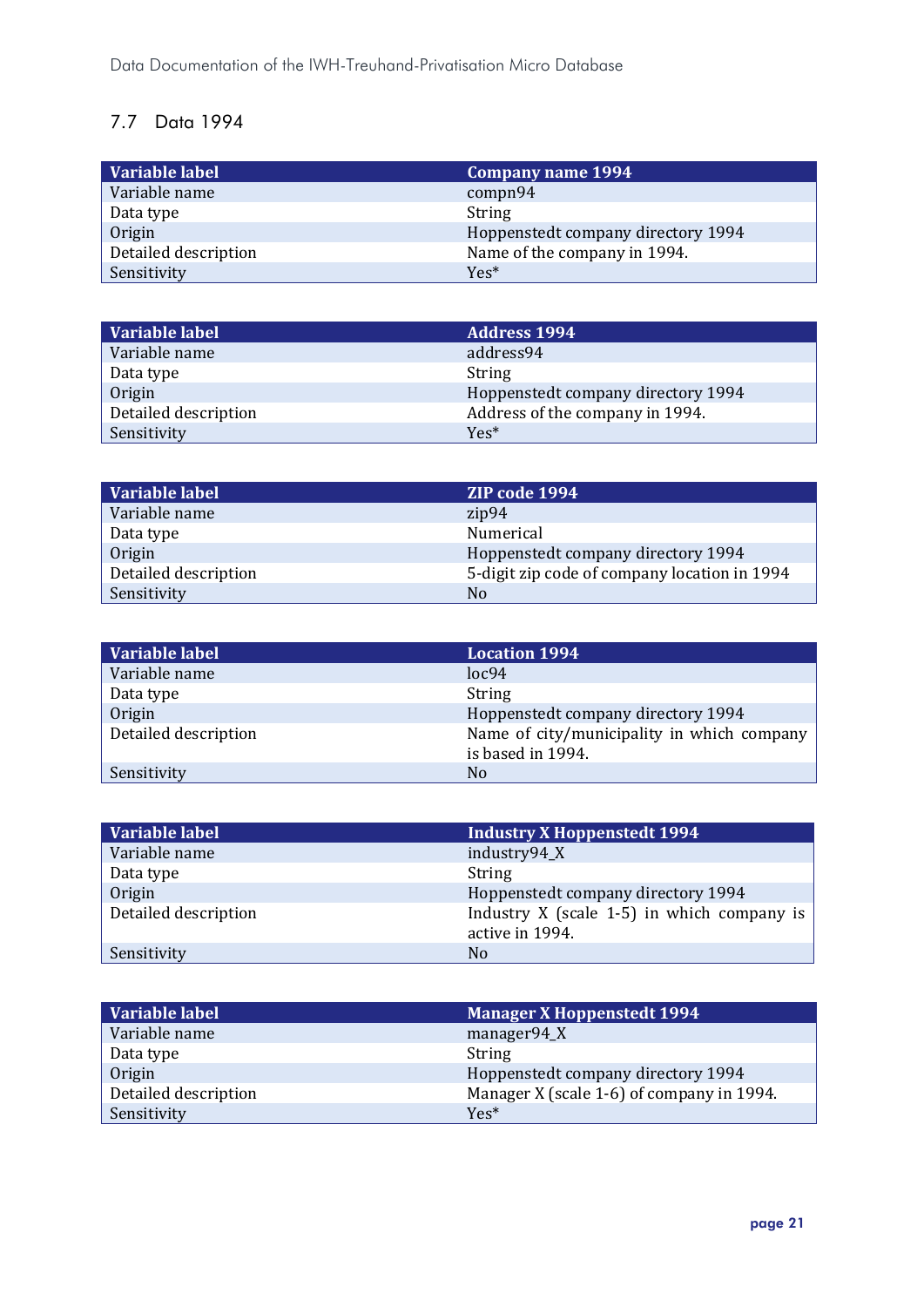## 7.7 Data 1994

| Variable label | Company name 1994 |
|---|---|
| Variable name | compn94 |
| Data type | String |
| Origin | Hoppenstedt company directory 1994 |
| Detailed description | Name of the company in 1994. |
| Sensitivity | Yes* |

| Variable label | Address 1994 |
|---|---|
| Variable name | address94 |
| Data type | String |
| Origin | Hoppenstedt company directory 1994 |
| Detailed description | Address of the company in 1994. |
| Sensitivity | Yes* |

| Variable label | ZIP code 1994 |
|---|---|
| Variable name | zip94 |
| Data type | Numerical |
| Origin | Hoppenstedt company directory 1994 |
| Detailed description | 5-digit zip code of company location in 1994 |
| Sensitivity | No |

| Variable label | Location 1994 |
|---|---|
| Variable name | loc94 |
| Data type | String |
| Origin | Hoppenstedt company directory 1994 |
| Detailed description | Name of city/municipality in which company is based in 1994. |
| Sensitivity | No |

| Variable label | Industry X Hoppenstedt 1994 |
|---|---|
| Variable name | industry94_X |
| Data type | String |
| Origin | Hoppenstedt company directory 1994 |
| Detailed description | Industry X (scale 1-5) in which company is active in 1994. |
| Sensitivity | No |

| Variable label | Manager X Hoppenstedt 1994 |
|---|---|
| Variable name | manager94_X |
| Data type | String |
| Origin | Hoppenstedt company directory 1994 |
| Detailed description | Manager X (scale 1-6) of company in 1994. |
| Sensitivity | Yes* |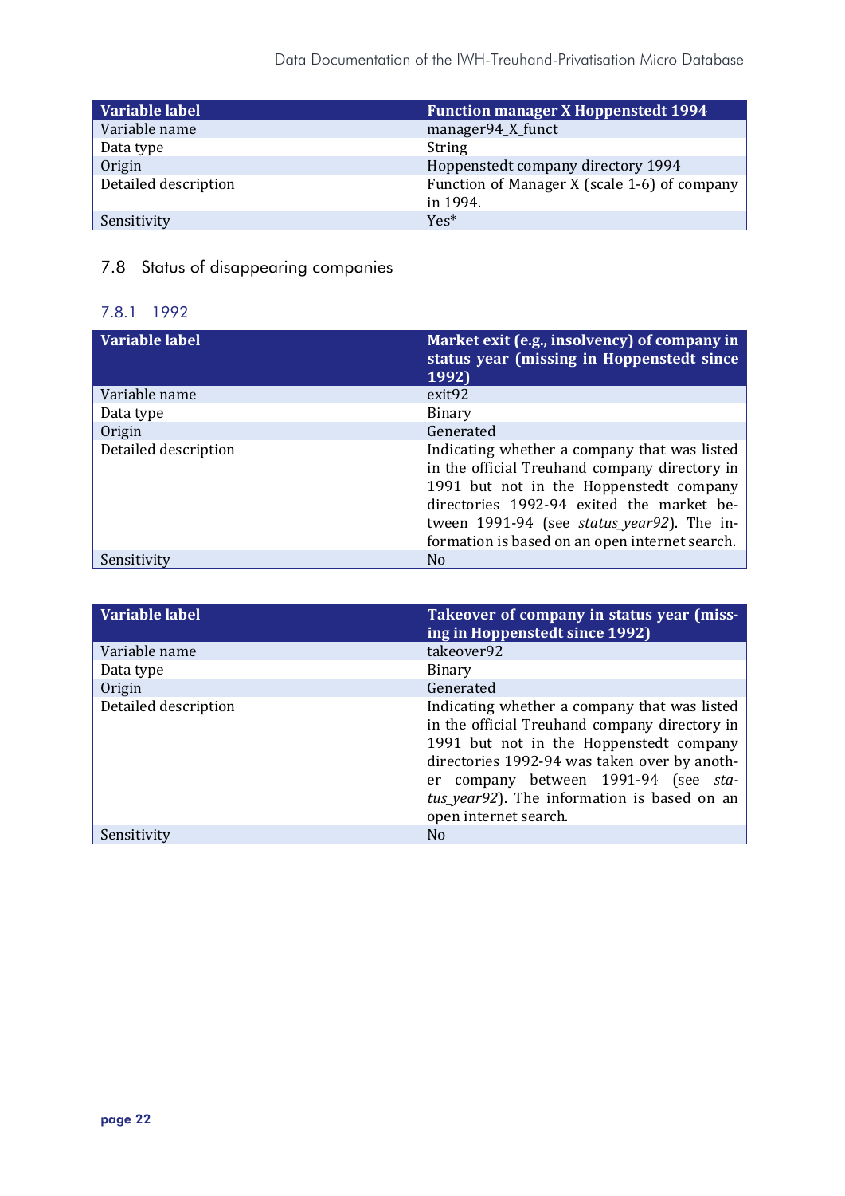| Variable label | Function manager X Hoppenstedt 1994 |
|---|---|
| Variable name | manager94_X_funct |
| Data type | String |
| Origin | Hoppenstedt company directory 1994 |
| Detailed description | Function of Manager X (scale 1-6) of company in 1994. |
| Sensitivity | Yes* |

## 7.8 Status of disappearing companies

### 7.8.1 1992

| Variable label | Market exit (e.g., insolvency) of company in status year (missing in Hoppenstedt since 1992) |
|---|---|
| Variable name | exit92 |
| Data type | Binary |
| Origin | Generated |
| Detailed description | Indicating whether a company that was listed in the official Treuhand company directory in 1991 but not in the Hoppenstedt company directories 1992-94 exited the market between 1991-94 (see *status_year92*). The information is based on an open internet search. |
| Sensitivity | No |

| Variable label | Takeover of company in status year (missing in Hoppenstedt since 1992) |
|---|---|
| Variable name | takeover92 |
| Data type | Binary |
| Origin | Generated |
| Detailed description | Indicating whether a company that was listed in the official Treuhand company directory in 1991 but not in the Hoppenstedt company directories 1992-94 was taken over by another company between 1991-94 (see *status_year92*). The information is based on an open internet search. |
| Sensitivity | No |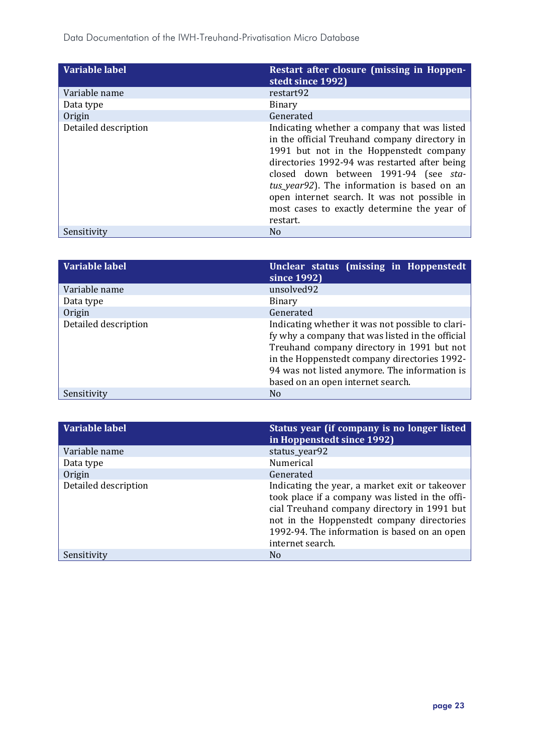| Variable label | Restart after closure (missing in Hoppenstedt since 1992) |
|---|---|
| Variable name | restart92 |
| Data type | Binary |
| Origin | Generated |
| Detailed description | Indicating whether a company that was listed in the official Treuhand company directory in 1991 but not in the Hoppenstedt company directories 1992-94 was restarted after being closed down between 1991-94 (see *status_year92*). The information is based on an open internet search. It was not possible in most cases to exactly determine the year of restart. |
| Sensitivity | No |

| Variable label | Unclear status (missing in Hoppenstedt since 1992) |
|---|---|
| Variable name | unsolved92 |
| Data type | Binary |
| Origin | Generated |
| Detailed description | Indicating whether it was not possible to clarify why a company that was listed in the official Treuhand company directory in 1991 but not in the Hoppenstedt company directories 1992-94 was not listed anymore. The information is based on an open internet search. |
| Sensitivity | No |

| Variable label | Status year (if company is no longer listed in Hoppenstedt since 1992) |
|---|---|
| Variable name | status_year92 |
| Data type | Numerical |
| Origin | Generated |
| Detailed description | Indicating the year, a market exit or takeover took place if a company was listed in the official Treuhand company directory in 1991 but not in the Hoppenstedt company directories 1992-94. The information is based on an open internet search. |
| Sensitivity | No |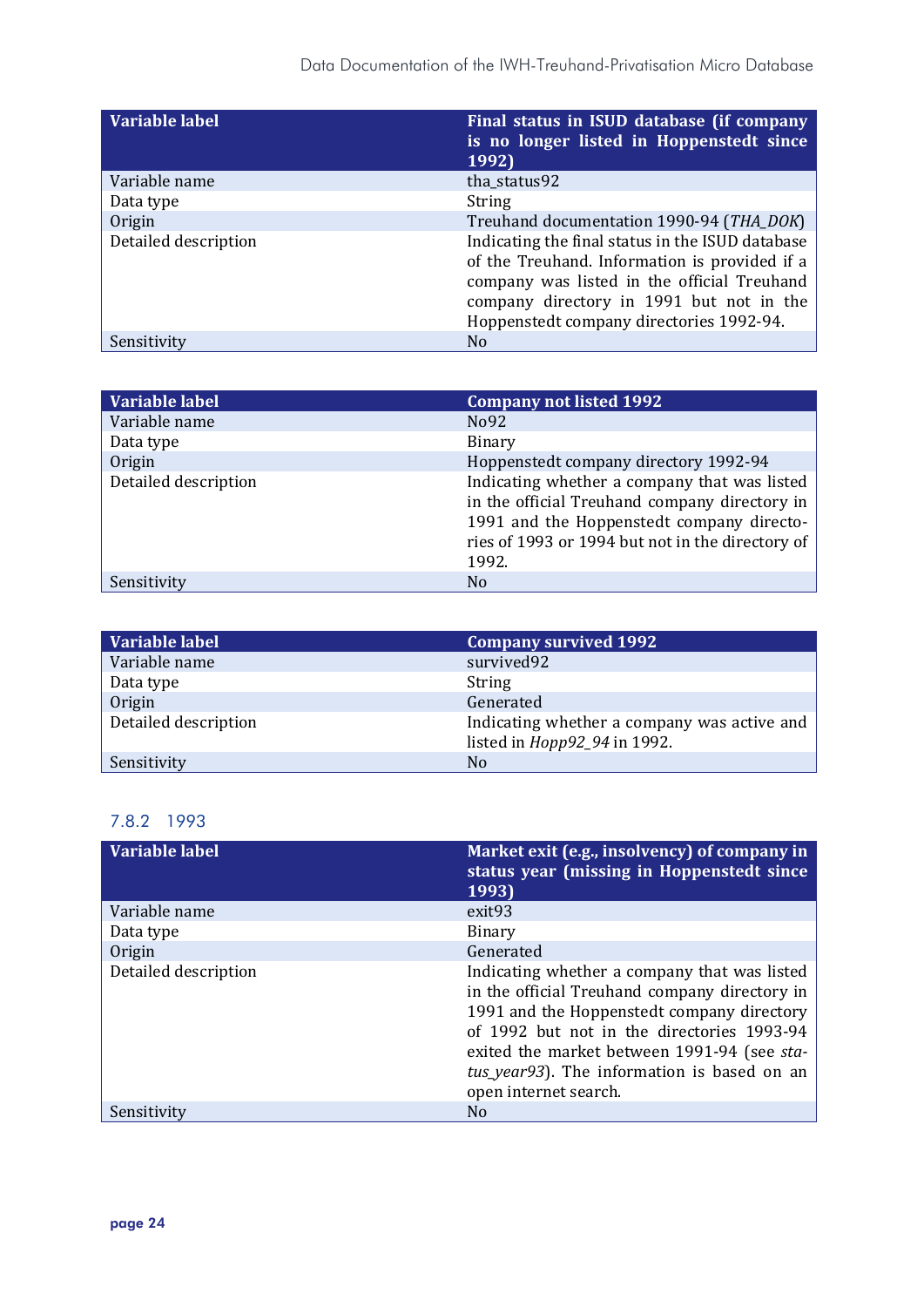| Variable label | Final status in ISUD database (if company is no longer listed in Hoppenstedt since 1992) |
|---|---|
| Variable name | tha_status92 |
| Data type | String |
| Origin | Treuhand documentation 1990-94 (*THA_DOK*) |
| Detailed description | Indicating the final status in the ISUD database of the Treuhand. Information is provided if a company was listed in the official Treuhand company directory in 1991 but not in the Hoppenstedt company directories 1992-94. |
| Sensitivity | No |

| Variable label | Company not listed 1992 |
|---|---|
| Variable name | No92 |
| Data type | Binary |
| Origin | Hoppenstedt company directory 1992-94 |
| Detailed description | Indicating whether a company that was listed in the official Treuhand company directory in 1991 and the Hoppenstedt company directories of 1993 or 1994 but not in the directory of 1992. |
| Sensitivity | No |

| Variable label | Company survived 1992 |
|---|---|
| Variable name | survived92 |
| Data type | String |
| Origin | Generated |
| Detailed description | Indicating whether a company was active and listed in *Hopp92_94* in 1992. |
| Sensitivity | No |

### 7.8.2 1993

| Variable label | Market exit (e.g., insolvency) of company in status year (missing in Hoppenstedt since 1993) |
|---|---|
| Variable name | exit93 |
| Data type | Binary |
| Origin | Generated |
| Detailed description | Indicating whether a company that was listed in the official Treuhand company directory in 1991 and the Hoppenstedt company directory of 1992 but not in the directories 1993-94 exited the market between 1991-94 (see *status_year93*). The information is based on an open internet search. |
| Sensitivity | No |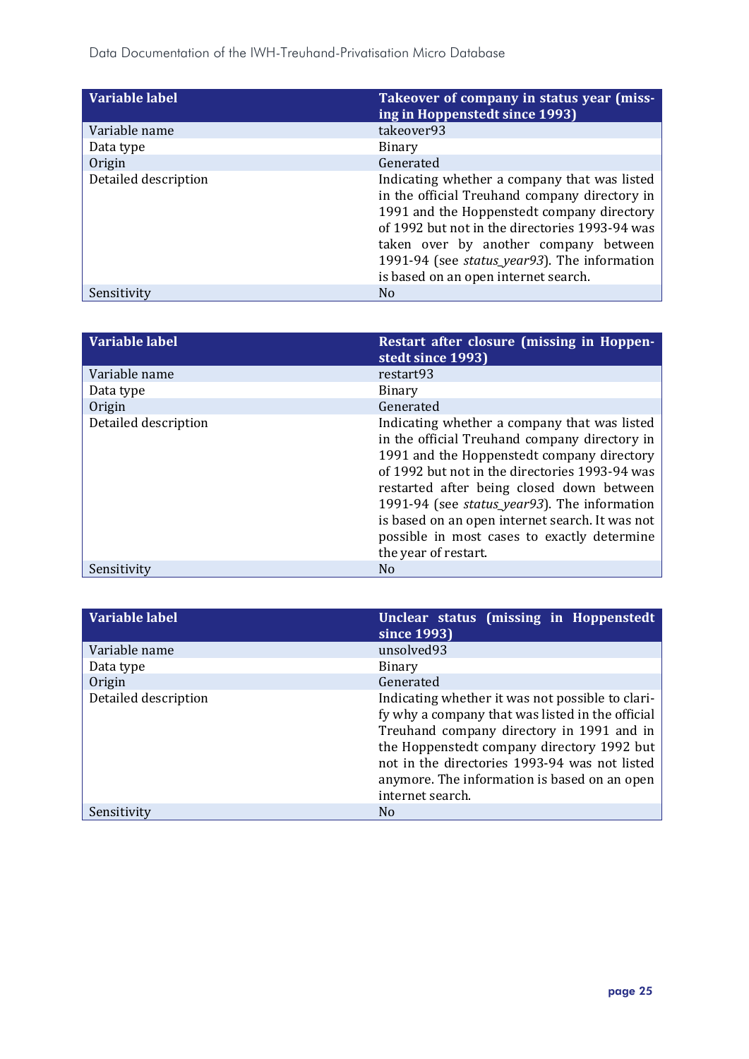| Variable label | Takeover of company in status year (missing in Hoppenstedt since 1993) |
|---|---|
| Variable name | takeover93 |
| Data type | Binary |
| Origin | Generated |
| Detailed description | Indicating whether a company that was listed in the official Treuhand company directory in 1991 and the Hoppenstedt company directory of 1992 but not in the directories 1993-94 was taken over by another company between 1991-94 (see *status_year93*). The information is based on an open internet search. |
| Sensitivity | No |

| Variable label | Restart after closure (missing in Hoppenstedt since 1993) |
|---|---|
| Variable name | restart93 |
| Data type | Binary |
| Origin | Generated |
| Detailed description | Indicating whether a company that was listed in the official Treuhand company directory in 1991 and the Hoppenstedt company directory of 1992 but not in the directories 1993-94 was restarted after being closed down between 1991-94 (see *status_year93*). The information is based on an open internet search. It was not possible in most cases to exactly determine the year of restart. |
| Sensitivity | No |

| Variable label | Unclear status (missing in Hoppenstedt since 1993) |
|---|---|
| Variable name | unsolved93 |
| Data type | Binary |
| Origin | Generated |
| Detailed description | Indicating whether it was not possible to clarify why a company that was listed in the official Treuhand company directory in 1991 and in the Hoppenstedt company directory 1992 but not in the directories 1993-94 was not listed anymore. The information is based on an open internet search. |
| Sensitivity | No |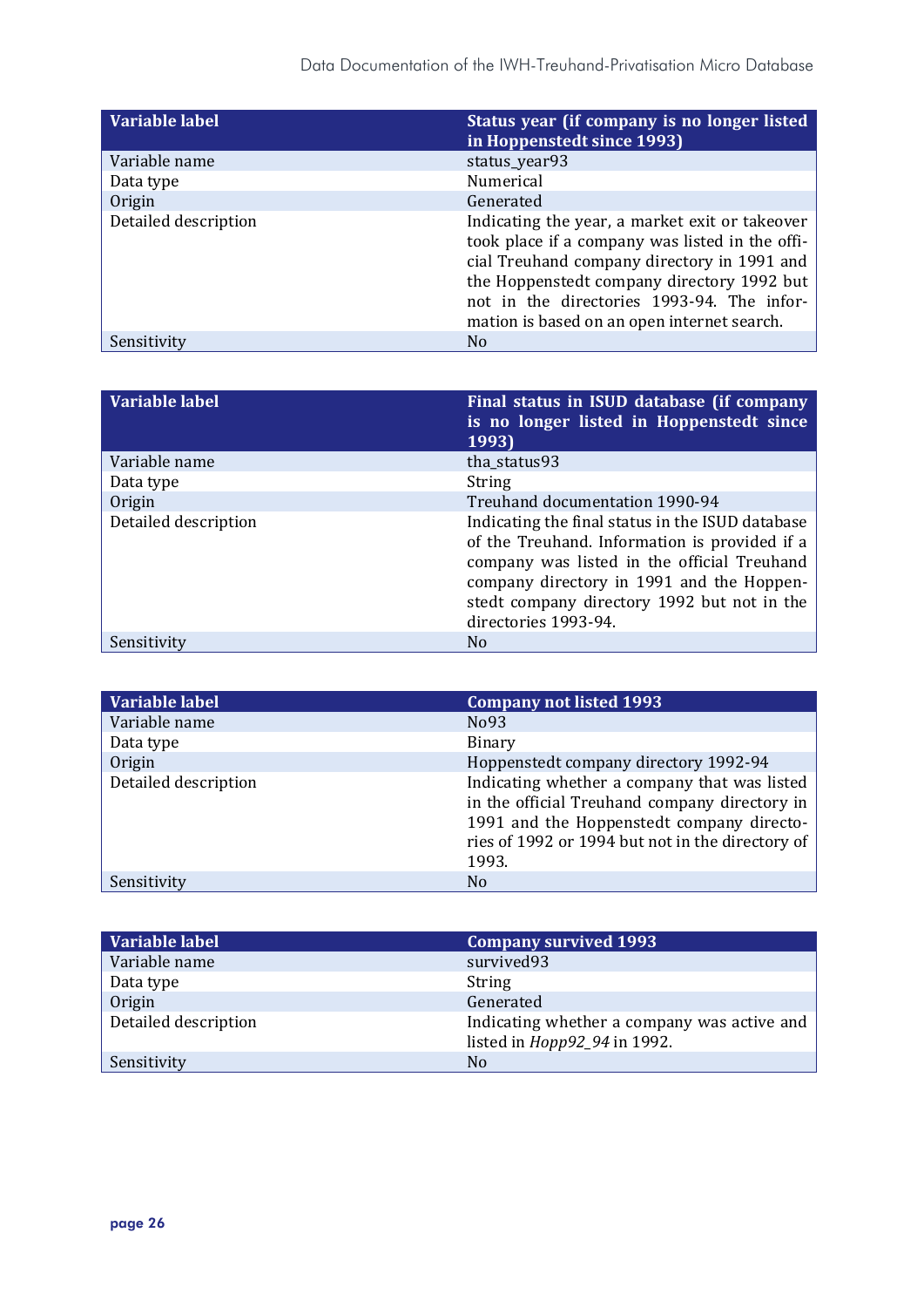| Variable label | Status year (if company is no longer listed in Hoppenstedt since 1993) |
|---|---|
| Variable name | status_year93 |
| Data type | Numerical |
| Origin | Generated |
| Detailed description | Indicating the year, a market exit or takeover took place if a company was listed in the official Treuhand company directory in 1991 and the Hoppenstedt company directory 1992 but not in the directories 1993-94. The information is based on an open internet search. |
| Sensitivity | No |

| Variable label | Final status in ISUD database (if company is no longer listed in Hoppenstedt since 1993) |
|---|---|
| Variable name | tha_status93 |
| Data type | String |
| Origin | Treuhand documentation 1990-94 |
| Detailed description | Indicating the final status in the ISUD database of the Treuhand. Information is provided if a company was listed in the official Treuhand company directory in 1991 and the Hoppenstedt company directory 1992 but not in the directories 1993-94. |
| Sensitivity | No |

| Variable label | Company not listed 1993 |
|---|---|
| Variable name | No93 |
| Data type | Binary |
| Origin | Hoppenstedt company directory 1992-94 |
| Detailed description | Indicating whether a company that was listed in the official Treuhand company directory in 1991 and the Hoppenstedt company directories of 1992 or 1994 but not in the directory of 1993. |
| Sensitivity | No |

| Variable label | Company survived 1993 |
|---|---|
| Variable name | survived93 |
| Data type | String |
| Origin | Generated |
| Detailed description | Indicating whether a company was active and listed in *Hopp92_94* in 1992. |
| Sensitivity | No |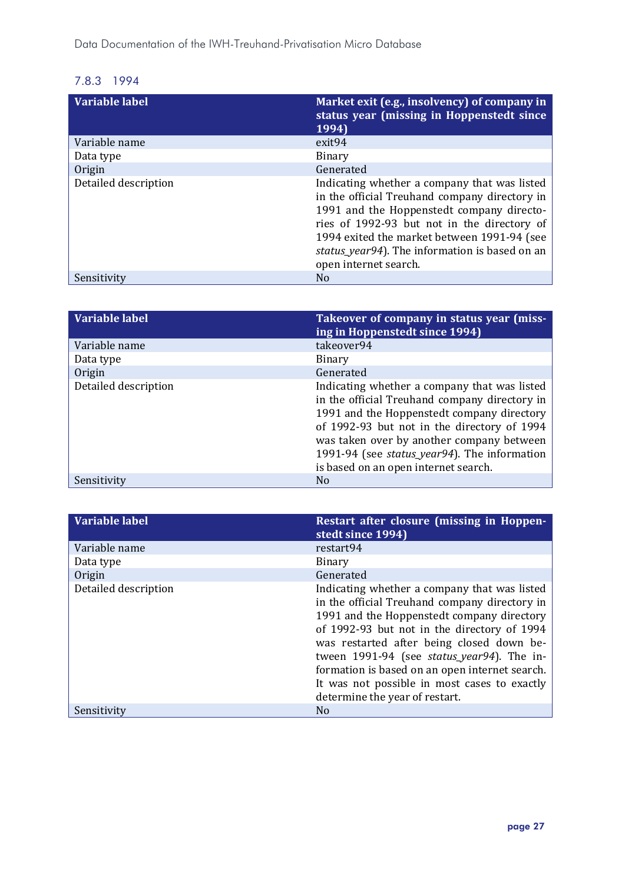### 7.8.3 1994

| **Variable label** | **Market exit (e.g., insolvency) of company in status year (missing in Hoppenstedt since 1994)** |
|---|---|
| Variable name | exit94 |
| Data type | Binary |
| Origin | Generated |
| Detailed description | Indicating whether a company that was listed in the official Treuhand company directory in 1991 and the Hoppenstedt company directories of 1992-93 but not in the directory of 1994 exited the market between 1991-94 (see *status_year94*). The information is based on an open internet search. |
| Sensitivity | No |

| **Variable label** | **Takeover of company in status year (missing in Hoppenstedt since 1994)** |
|---|---|
| Variable name | takeover94 |
| Data type | Binary |
| Origin | Generated |
| Detailed description | Indicating whether a company that was listed in the official Treuhand company directory in 1991 and the Hoppenstedt company directory of 1992-93 but not in the directory of 1994 was taken over by another company between 1991-94 (see *status_year94*). The information is based on an open internet search. |
| Sensitivity | No |

| **Variable label** | **Restart after closure (missing in Hoppenstedt since 1994)** |
|---|---|
| Variable name | restart94 |
| Data type | Binary |
| Origin | Generated |
| Detailed description | Indicating whether a company that was listed in the official Treuhand company directory in 1991 and the Hoppenstedt company directory of 1992-93 but not in the directory of 1994 was restarted after being closed down between 1991-94 (see *status_year94*). The information is based on an open internet search. It was not possible in most cases to exactly determine the year of restart. |
| Sensitivity | No |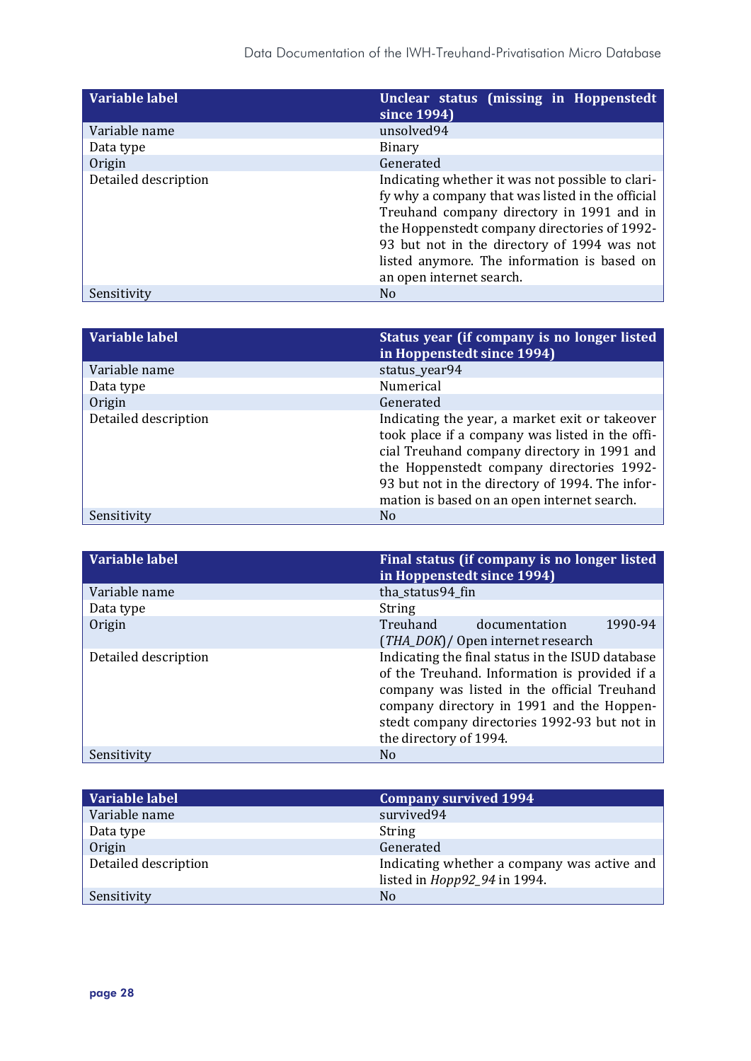| Variable label | Unclear status (missing in Hoppenstedt since 1994) |
|---|---|
| Variable name | unsolved94 |
| Data type | Binary |
| Origin | Generated |
| Detailed description | Indicating whether it was not possible to clarify why a company that was listed in the official Treuhand company directory in 1991 and in the Hoppenstedt company directories of 1992-93 but not in the directory of 1994 was not listed anymore. The information is based on an open internet search. |
| Sensitivity | No |

| Variable label | Status year (if company is no longer listed in Hoppenstedt since 1994) |
|---|---|
| Variable name | status_year94 |
| Data type | Numerical |
| Origin | Generated |
| Detailed description | Indicating the year, a market exit or takeover took place if a company was listed in the official Treuhand company directory in 1991 and the Hoppenstedt company directories 1992-93 but not in the directory of 1994. The information is based on an open internet search. |
| Sensitivity | No |

| Variable label | Final status (if company is no longer listed in Hoppenstedt since 1994) |
|---|---|
| Variable name | tha_status94_fin |
| Data type | String |
| Origin | Treuhand documentation 1990-94 (*THA_DOK*)/ Open internet research |
| Detailed description | Indicating the final status in the ISUD database of the Treuhand. Information is provided if a company was listed in the official Treuhand company directory in 1991 and the Hoppenstedt company directories 1992-93 but not in the directory of 1994. |
| Sensitivity | No |

| Variable label | Company survived 1994 |
|---|---|
| Variable name | survived94 |
| Data type | String |
| Origin | Generated |
| Detailed description | Indicating whether a company was active and listed in *Hopp92_94* in 1994. |
| Sensitivity | No |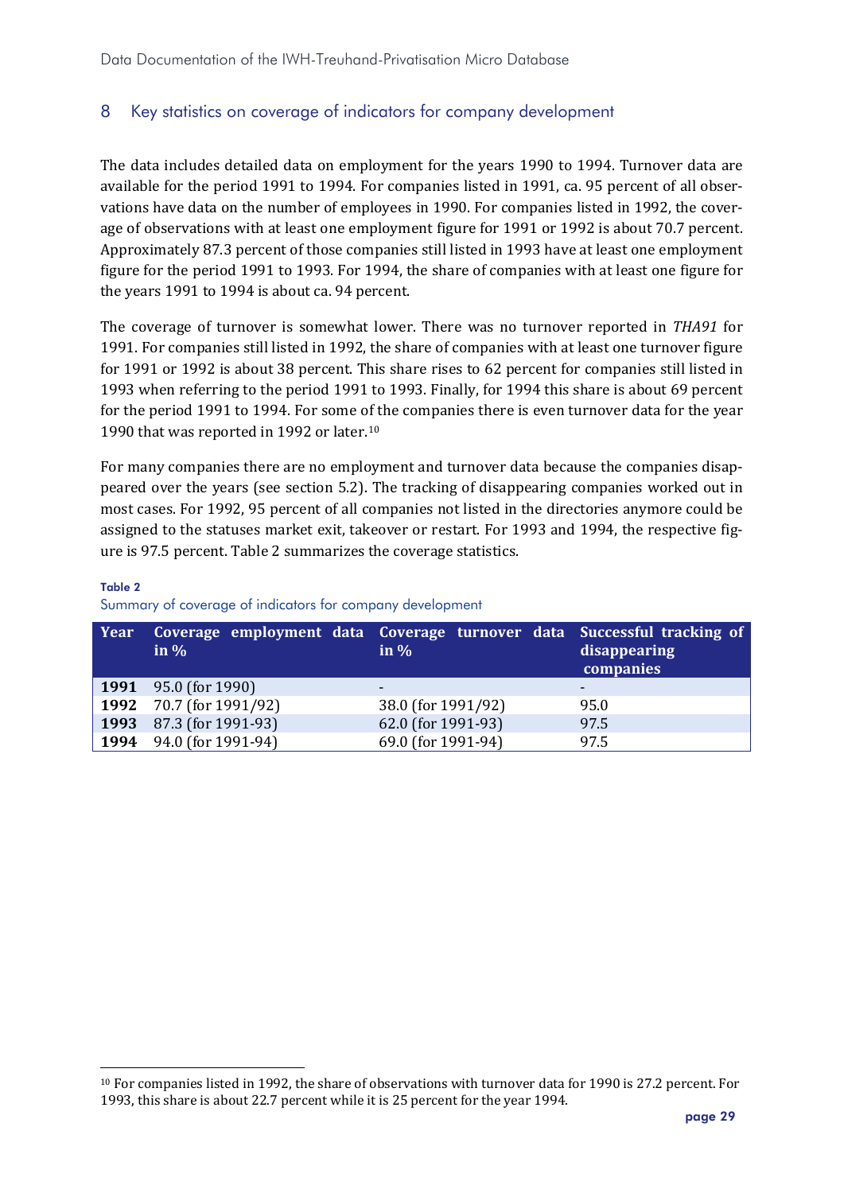## 8 Key statistics on coverage of indicators for company development

The data includes detailed data on employment for the years 1990 to 1994. Turnover data are available for the period 1991 to 1994. For companies listed in 1991, ca. 95 percent of all observations have data on the number of employees in 1990. For companies listed in 1992, the coverage of observations with at least one employment figure for 1991 or 1992 is about 70.7 percent. Approximately 87.3 percent of those companies still listed in 1993 have at least one employment figure for the period 1991 to 1993. For 1994, the share of companies with at least one figure for the years 1991 to 1994 is about ca. 94 percent.

The coverage of turnover is somewhat lower. There was no turnover reported in *THA91* for 1991. For companies still listed in 1992, the share of companies with at least one turnover figure for 1991 or 1992 is about 38 percent. This share rises to 62 percent for companies still listed in 1993 when referring to the period 1991 to 1993. Finally, for 1994 this share is about 69 percent for the period 1991 to 1994. For some of the companies there is even turnover data for the year 1990 that was reported in 1992 or later.[10]

For many companies there are no employment and turnover data because the companies disappeared over the years (see section 5.2). The tracking of disappearing companies worked out in most cases. For 1992, 95 percent of all companies not listed in the directories anymore could be assigned to the statuses market exit, takeover or restart. For 1993 and 1994, the respective figure is 97.5 percent. Table 2 summarizes the coverage statistics.

**Table 2**
Summary of coverage of indicators for company development

| Year | Coverage employment data in % | Coverage turnover data in % | Successful tracking of disappearing companies |
|---|---|---|---|
| **1991** | 95.0 (for 1990) | - | - |
| **1992** | 70.7 (for 1991/92) | 38.0 (for 1991/92) | 95.0 |
| **1993** | 87.3 (for 1991-93) | 62.0 (for 1991-93) | 97.5 |
| **1994** | 94.0 (for 1991-94) | 69.0 (for 1991-94) | 97.5 |

[10] For companies listed in 1992, the share of observations with turnover data for 1990 is 27.2 percent. For 1993, this share is about 22.7 percent while it is 25 percent for the year 1994.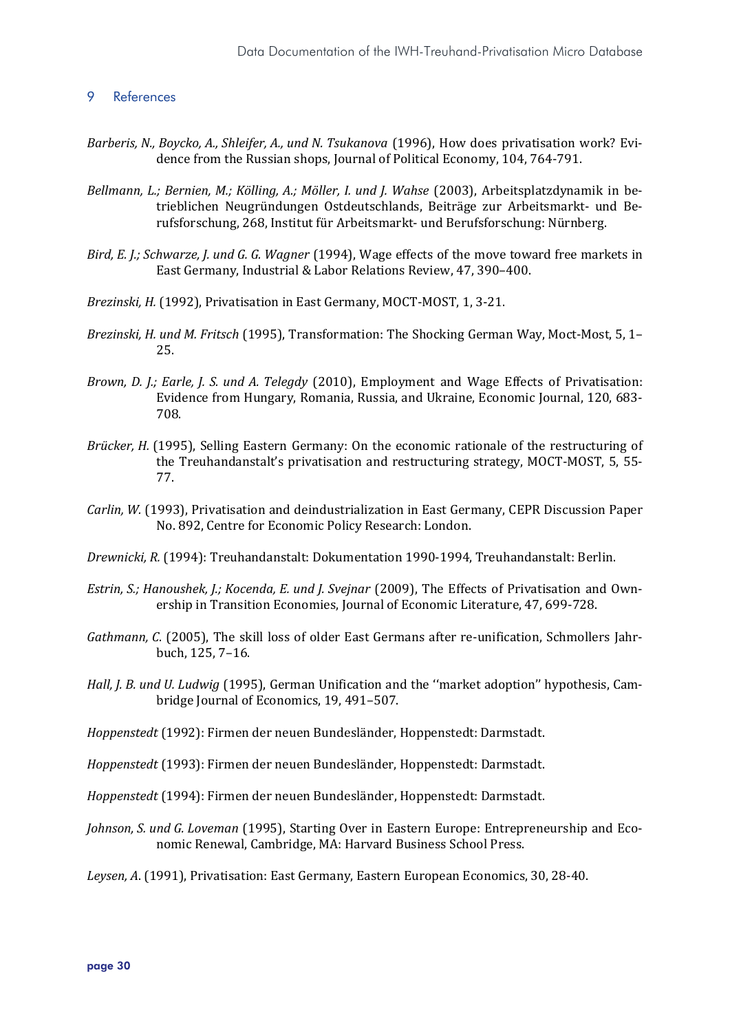## 9 References

*Barberis, N., Boycko, A., Shleifer, A., und N. Tsukanova* (1996), How does privatisation work? Evidence from the Russian shops, Journal of Political Economy, 104, 764-791.

*Bellmann, L.; Bernien, M.; Kölling, A.; Möller, I. und J. Wahse* (2003), Arbeitsplatzdynamik in betrieblichen Neugründungen Ostdeutschlands, Beiträge zur Arbeitsmarkt- und Berufsforschung, 268, Institut für Arbeitsmarkt- und Berufsforschung: Nürnberg.

*Bird, E. J.; Schwarze, J. und G. G. Wagner* (1994), Wage effects of the move toward free markets in East Germany, Industrial & Labor Relations Review, 47, 390–400.

*Brezinski, H.* (1992), Privatisation in East Germany, MOCT-MOST, 1, 3-21.

*Brezinski, H. und M. Fritsch* (1995), Transformation: The Shocking German Way, Moct-Most, 5, 1–25.

*Brown, D. J.; Earle, J. S. und A. Telegdy* (2010), Employment and Wage Effects of Privatisation: Evidence from Hungary, Romania, Russia, and Ukraine, Economic Journal, 120, 683-708.

*Brücker, H.* (1995), Selling Eastern Germany: On the economic rationale of the restructuring of the Treuhandanstalt's privatisation and restructuring strategy, MOCT-MOST, 5, 55-77.

*Carlin, W.* (1993), Privatisation and deindustrialization in East Germany, CEPR Discussion Paper No. 892, Centre for Economic Policy Research: London.

*Drewnicki, R.* (1994): Treuhandanstalt: Dokumentation 1990-1994, Treuhandanstalt: Berlin.

*Estrin, S.; Hanoushek, J.; Kocenda, E. und J. Svejnar* (2009), The Effects of Privatisation and Ownership in Transition Economies, Journal of Economic Literature, 47, 699-728.

*Gathmann, C.* (2005), The skill loss of older East Germans after re-unification, Schmollers Jahrbuch, 125, 7–16.

*Hall, J. B. und U. Ludwig* (1995), German Unification and the ''market adoption'' hypothesis, Cambridge Journal of Economics, 19, 491–507.

*Hoppenstedt* (1992): Firmen der neuen Bundesländer, Hoppenstedt: Darmstadt.

*Hoppenstedt* (1993): Firmen der neuen Bundesländer, Hoppenstedt: Darmstadt.

*Hoppenstedt* (1994): Firmen der neuen Bundesländer, Hoppenstedt: Darmstadt.

*Johnson, S. und G. Loveman* (1995), Starting Over in Eastern Europe: Entrepreneurship and Economic Renewal, Cambridge, MA: Harvard Business School Press.

*Leysen, A.* (1991), Privatisation: East Germany, Eastern European Economics, 30, 28-40.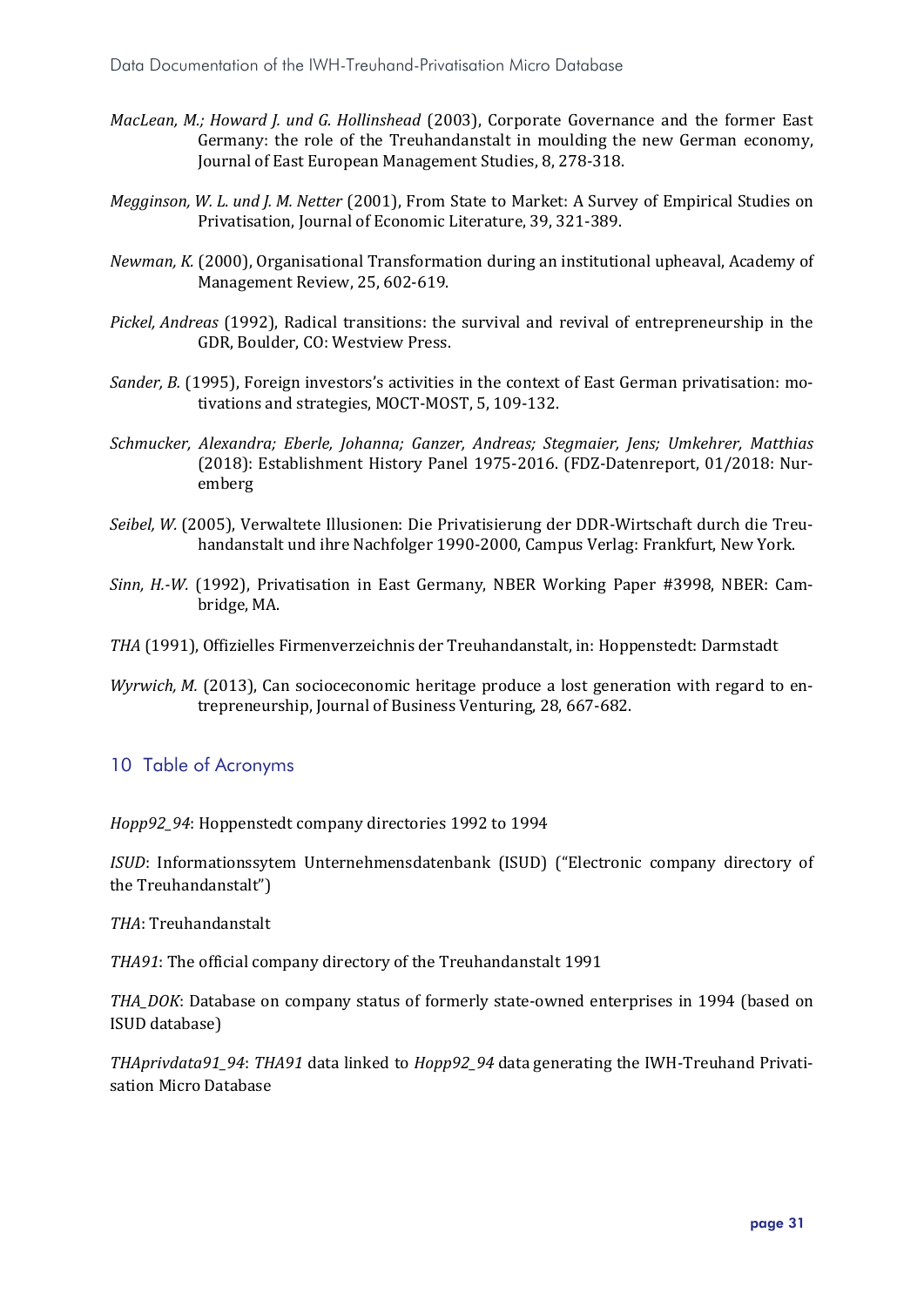*MacLean, M.; Howard J. und G. Hollinshead* (2003), Corporate Governance and the former East Germany: the role of the Treuhandanstalt in moulding the new German economy, Journal of East European Management Studies, 8, 278-318.

*Megginson, W. L. und J. M. Netter* (2001), From State to Market: A Survey of Empirical Studies on Privatisation, Journal of Economic Literature, 39, 321-389.

*Newman, K.* (2000), Organisational Transformation during an institutional upheaval, Academy of Management Review, 25, 602-619.

*Pickel, Andreas* (1992), Radical transitions: the survival and revival of entrepreneurship in the GDR, Boulder, CO: Westview Press.

*Sander, B.* (1995), Foreign investors's activities in the context of East German privatisation: motivations and strategies, MOCT-MOST, 5, 109-132.

*Schmucker, Alexandra; Eberle, Johanna; Ganzer, Andreas; Stegmaier, Jens; Umkehrer, Matthias* (2018): Establishment History Panel 1975-2016. (FDZ-Datenreport, 01/2018: Nuremberg

*Seibel, W.* (2005), Verwaltete Illusionen: Die Privatisierung der DDR-Wirtschaft durch die Treuhandanstalt und ihre Nachfolger 1990-2000, Campus Verlag: Frankfurt, New York.

*Sinn, H.-W.* (1992), Privatisation in East Germany, NBER Working Paper #3998, NBER: Cambridge, MA.

*THA* (1991), Offizielles Firmenverzeichnis der Treuhandanstalt, in: Hoppenstedt: Darmstadt

*Wyrwich, M.* (2013), Can socioceconomic heritage produce a lost generation with regard to entrepreneurship, Journal of Business Venturing, 28, 667-682.

## 10 Table of Acronyms

*Hopp92_94*: Hoppenstedt company directories 1992 to 1994

*ISUD*: Informationssytem Unternehmensdatenbank (ISUD) ("Electronic company directory of the Treuhandanstalt")

*THA*: Treuhandanstalt

*THA91*: The official company directory of the Treuhandanstalt 1991

*THA_DOK*: Database on company status of formerly state-owned enterprises in 1994 (based on ISUD database)

*THAprivdata91_94*: *THA91* data linked to *Hopp92_94* data generating the IWH-Treuhand Privatisation Micro Database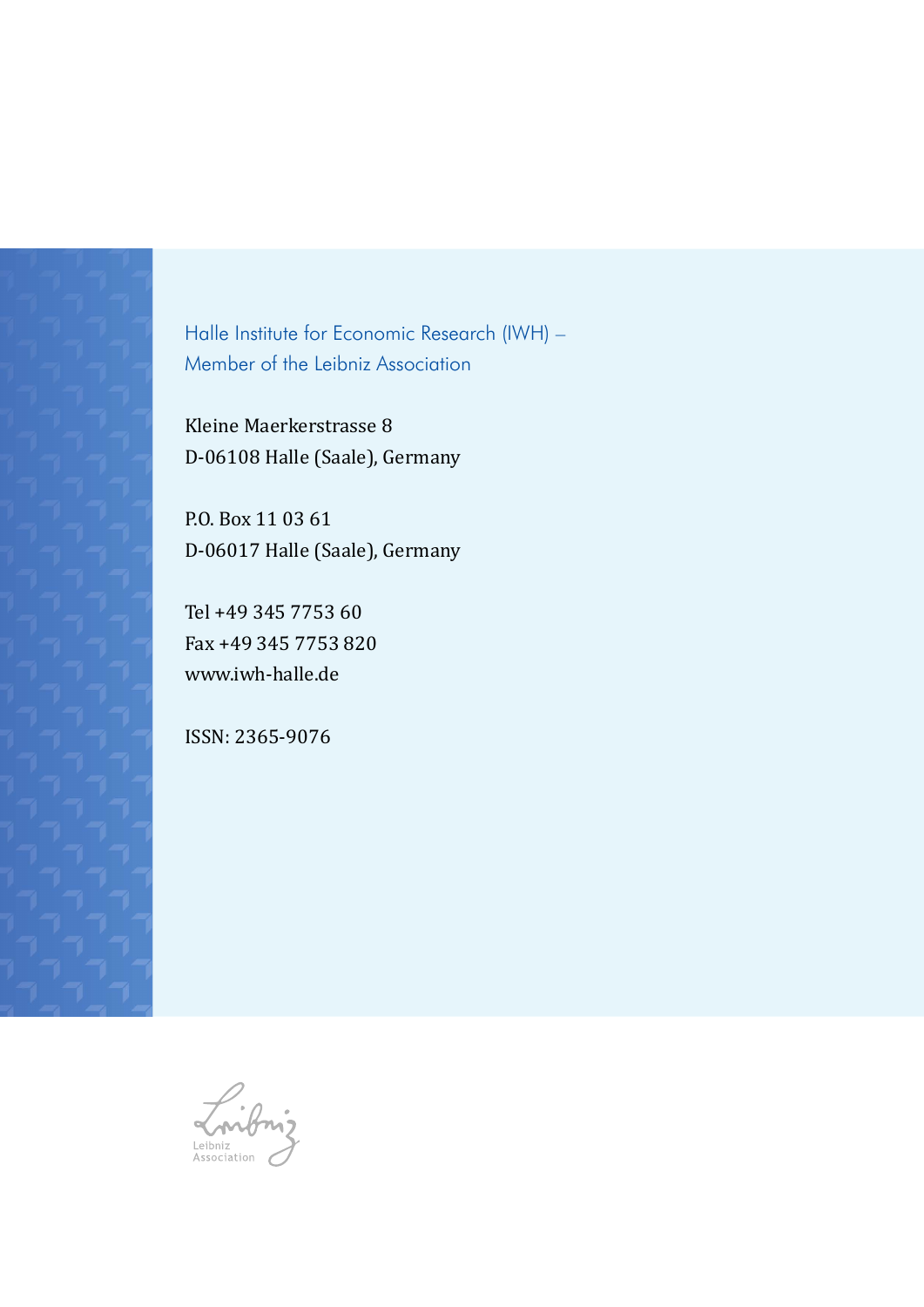Halle Institute for Economic Research (IWH) –
Member of the Leibniz Association

Kleine Maerkerstrasse 8
D-06108 Halle (Saale), Germany

P.O. Box 11 03 61
D-06017 Halle (Saale), Germany

Tel +49 345 7753 60
Fax +49 345 7753 820
www.iwh-halle.de

ISSN: 2365-9076

Leibniz
Association